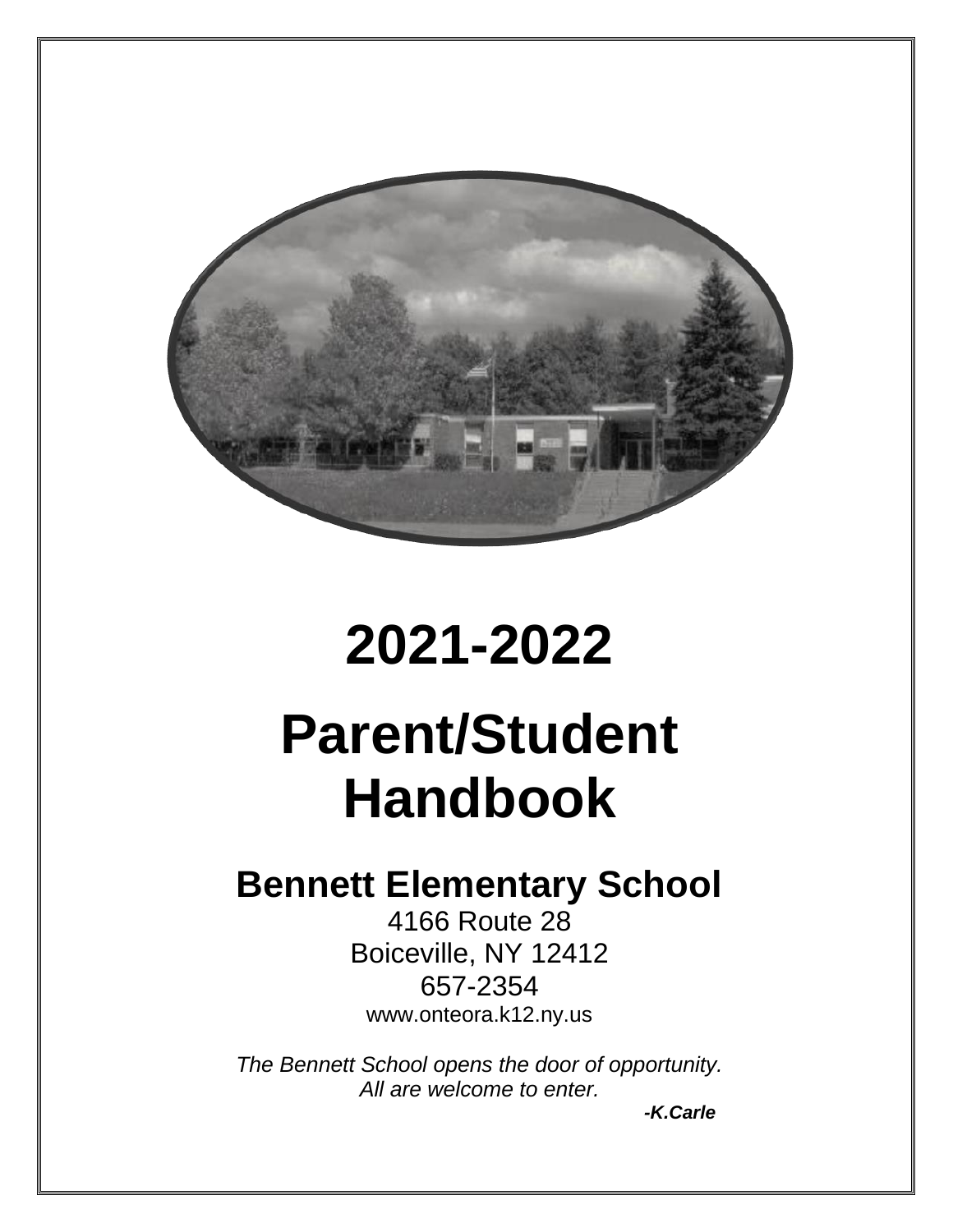# 2021-2022

# Parent/Student Handbook

## Bennett Elementary School

4166 Route 28
Boiceville, NY 12412
657-2354
www.onteora.k12.ny.us

*The Bennett School opens the door of opportunity.*
*All are welcome to enter.*

***-K.Carle***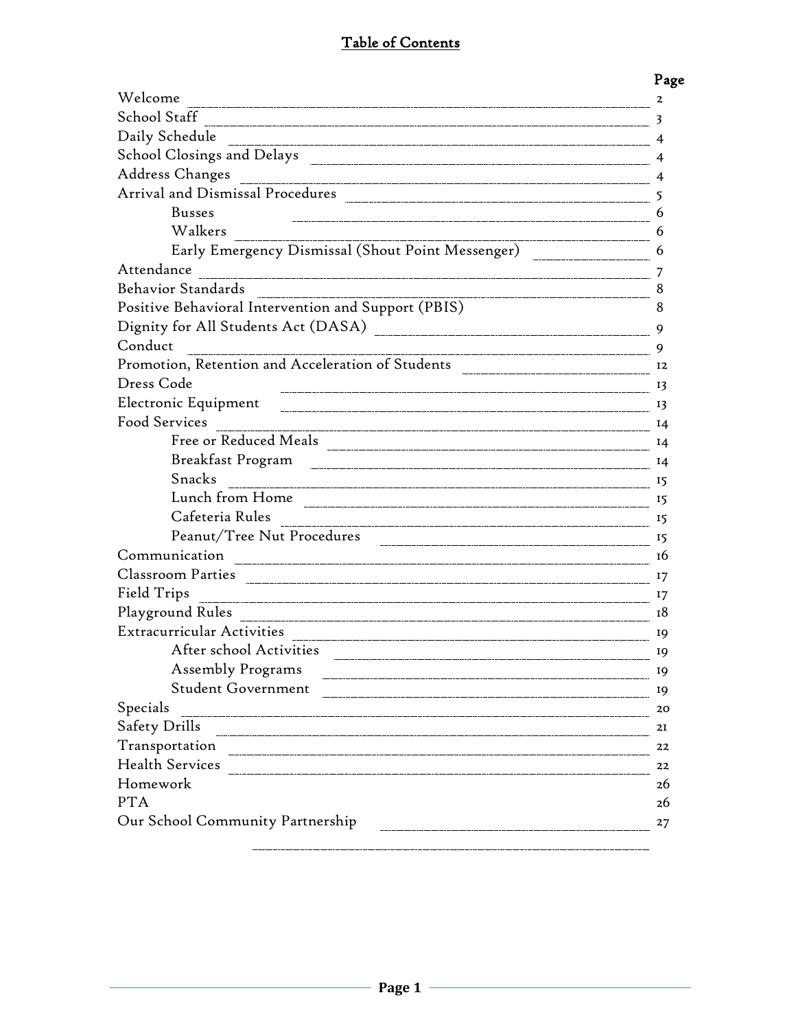# Table of Contents

| | Page |
|---|---|
| Welcome | 2 |
| School Staff | 3 |
| Daily Schedule | 4 |
| School Closings and Delays | 4 |
| Address Changes | 4 |
| Arrival and Dismissal Procedures | 5 |
| Busses | 6 |
| Walkers | 6 |
| Early Emergency Dismissal (Shout Point Messenger) | 6 |
| Attendance | 7 |
| Behavior Standards | 8 |
| Positive Behavioral Intervention and Support (PBIS) | 8 |
| Dignity for All Students Act (DASA) | 9 |
| Conduct | 9 |
| Promotion, Retention and Acceleration of Students | 12 |
| Dress Code | 13 |
| Electronic Equipment | 13 |
| Food Services | 14 |
| Free or Reduced Meals | 14 |
| Breakfast Program | 14 |
| Snacks | 15 |
| Lunch from Home | 15 |
| Cafeteria Rules | 15 |
| Peanut/Tree Nut Procedures | 15 |
| Communication | 16 |
| Classroom Parties | 17 |
| Field Trips | 17 |
| Playground Rules | 18 |
| Extracurricular Activities | 19 |
| After school Activities | 19 |
| Assembly Programs | 19 |
| Student Government | 19 |
| Specials | 20 |
| Safety Drills | 21 |
| Transportation | 22 |
| Health Services | 22 |
| Homework | 26 |
| PTA | 26 |
| Our School Community Partnership | 27 |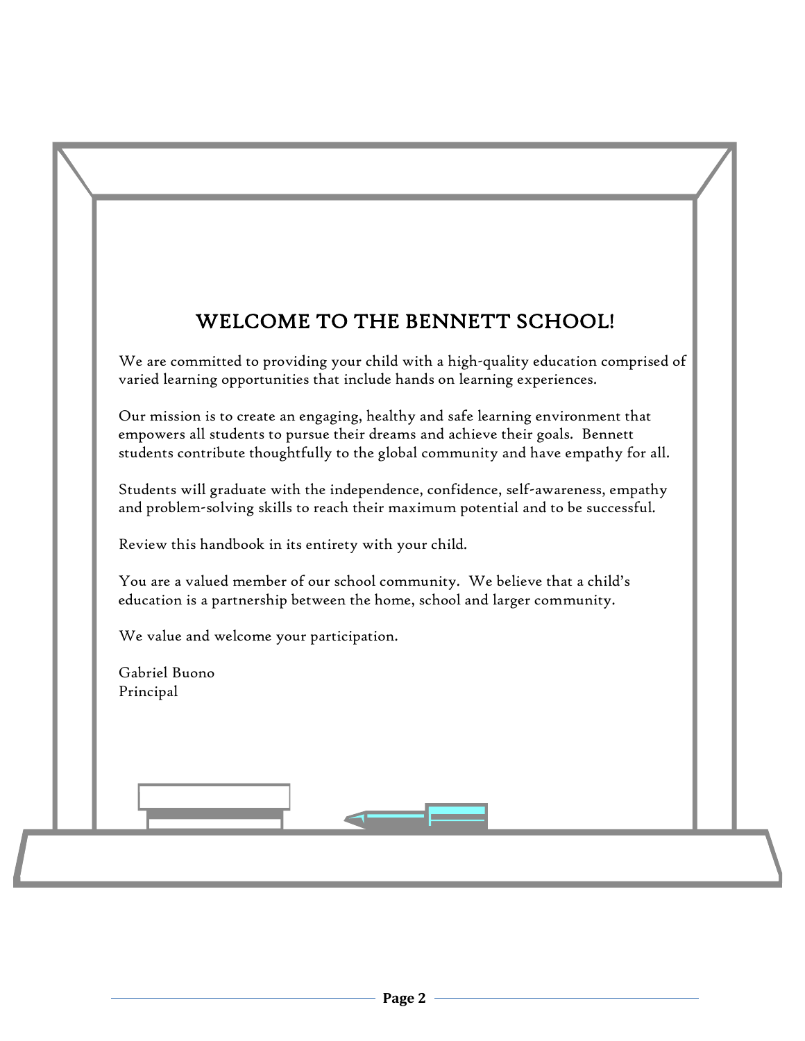# WELCOME TO THE BENNETT SCHOOL!

We are committed to providing your child with a high-quality education comprised of varied learning opportunities that include hands on learning experiences.

Our mission is to create an engaging, healthy and safe learning environment that empowers all students to pursue their dreams and achieve their goals. Bennett students contribute thoughtfully to the global community and have empathy for all.

Students will graduate with the independence, confidence, self-awareness, empathy and problem-solving skills to reach their maximum potential and to be successful.

Review this handbook in its entirety with your child.

You are a valued member of our school community. We believe that a child's education is a partnership between the home, school and larger community.

We value and welcome your participation.

Gabriel Buono
Principal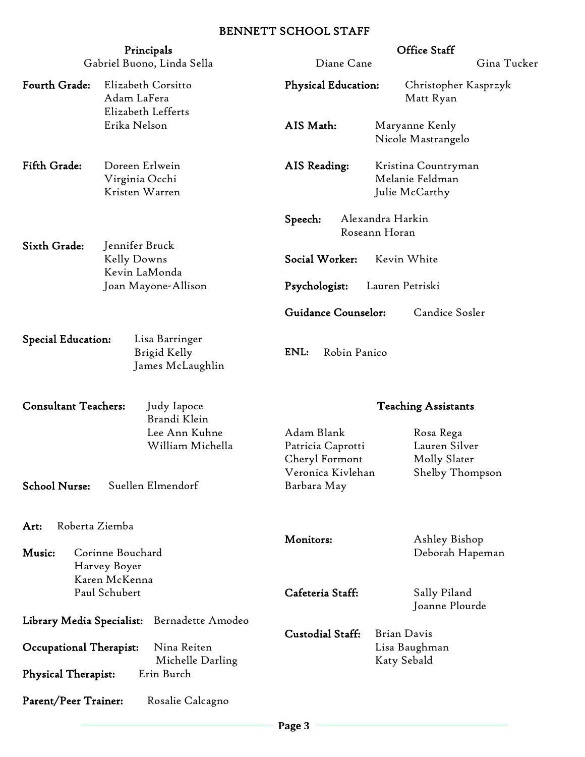# BENNETT SCHOOL STAFF

**Principals**
Gabriel Buono, Linda Sella

**Fourth Grade:** Elizabeth Corsitto, Adam LaFera, Elizabeth Lefferts, Erika Nelson

**Fifth Grade:** Doreen Erlwein, Virginia Occhi, Kristen Warren

**Sixth Grade:** Jennifer Bruck, Kelly Downs, Kevin LaMonda, Joan Mayone-Allison

**Special Education:** Lisa Barringer, Brigid Kelly, James McLaughlin

**Consultant Teachers:** Judy Iapoce, Brandi Klein, Lee Ann Kuhne, William Michella

**School Nurse:** Suellen Elmendorf

**Art:** Roberta Ziemba

**Music:** Corinne Bouchard, Harvey Boyer, Karen McKenna, Paul Schubert

**Library Media Specialist:** Bernadette Amodeo

**Occupational Therapist:** Nina Reiten, Michelle Darling

**Physical Therapist:** Erin Burch

**Parent/Peer Trainer:** Rosalie Calcagno

**Office Staff**
Diane Cane, Gina Tucker

**Physical Education:** Christopher Kasprzyk, Matt Ryan

**AIS Math:** Maryanne Kenly, Nicole Mastrangelo

**AIS Reading:** Kristina Countryman, Melanie Feldman, Julie McCarthy

**Speech:** Alexandra Harkin, Roseann Horan

**Social Worker:** Kevin White

**Psychologist:** Lauren Petriski

**Guidance Counselor:** Candice Sosler

**ENL:** Robin Panico

**Teaching Assistants**

Adam Blank, Patricia Caprotti, Cheryl Formont, Veronica Kivlehan, Barbara May, Rosa Rega, Lauren Silver, Molly Slater, Shelby Thompson

**Monitors:** Ashley Bishop, Deborah Hapeman

**Cafeteria Staff:** Sally Piland, Joanne Plourde

**Custodial Staff:** Brian Davis, Lisa Baughman, Katy Sebald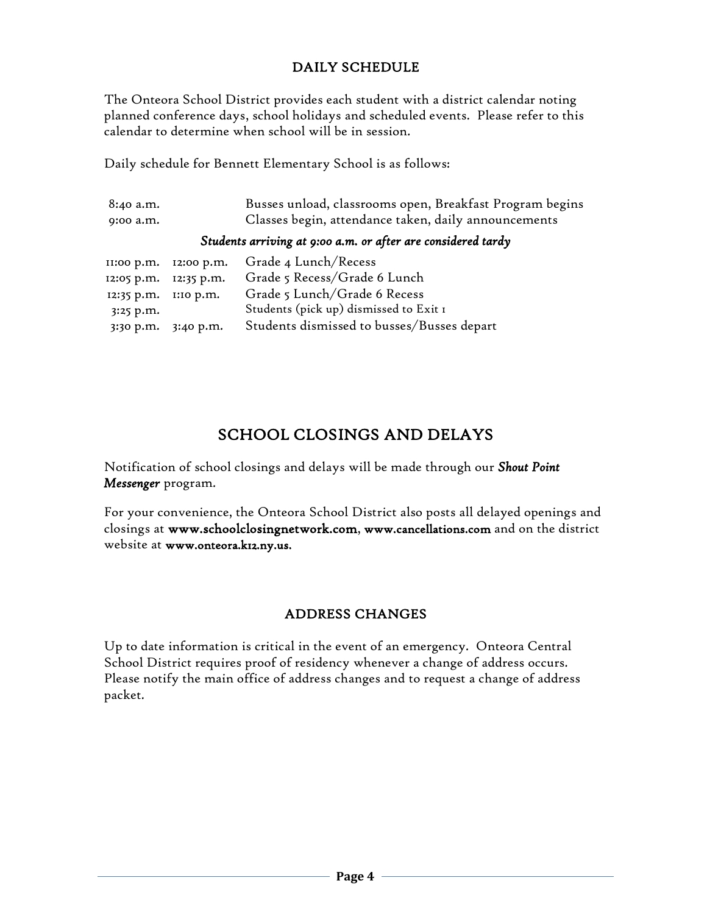## DAILY SCHEDULE

The Onteora School District provides each student with a district calendar noting planned conference days, school holidays and scheduled events. Please refer to this calendar to determine when school will be in session.

Daily schedule for Bennett Elementary School is as follows:

| | | |
|---|---|---|
| 8:40 a.m. | | Busses unload, classrooms open, Breakfast Program begins |
| 9:00 a.m. | | Classes begin, attendance taken, daily announcements |

***Students arriving at 9:00 a.m. or after are considered tardy***

| | | |
|---|---|---|
| 11:00 p.m. | 12:00 p.m. | Grade 4 Lunch/Recess |
| 12:05 p.m. | 12:35 p.m. | Grade 5 Recess/Grade 6 Lunch |
| 12:35 p.m. | 1:10 p.m. | Grade 5 Lunch/Grade 6 Recess |
| 3:25 p.m. | | Students (pick up) dismissed to Exit 1 |
| 3:30 p.m. | 3:40 p.m. | Students dismissed to busses/Busses depart |

## SCHOOL CLOSINGS AND DELAYS

Notification of school closings and delays will be made through our ***Shout Point Messenger*** program.

For your convenience, the Onteora School District also posts all delayed openings and closings at **www.schoolclosingnetwork.com**, **www.cancellations.com** and on the district website at **www.onteora.k12.ny.us.**

## ADDRESS CHANGES

Up to date information is critical in the event of an emergency. Onteora Central School District requires proof of residency whenever a change of address occurs. Please notify the main office of address changes and to request a change of address packet.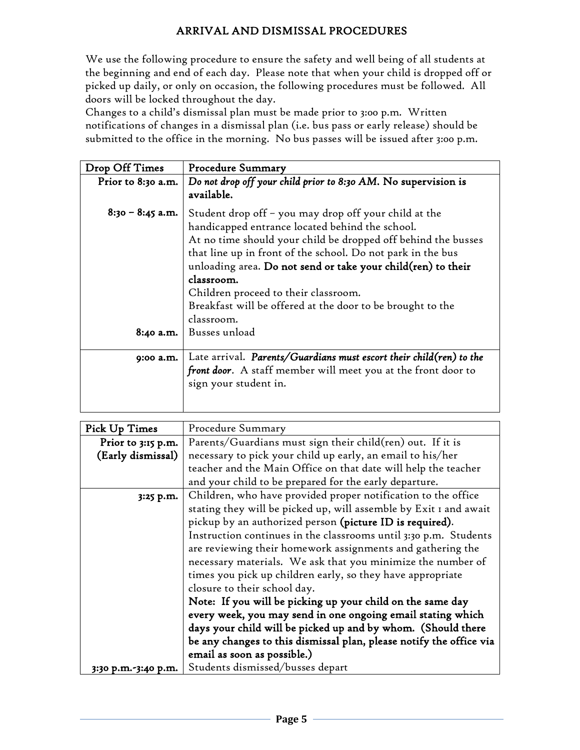## ARRIVAL AND DISMISSAL PROCEDURES

We use the following procedure to ensure the safety and well being of all students at the beginning and end of each day. Please note that when your child is dropped off or picked up daily, or only on occasion, the following procedures must be followed. All doors will be locked throughout the day.

Changes to a child's dismissal plan must be made prior to 3:00 p.m. Written notifications of changes in a dismissal plan (i.e. bus pass or early release) should be submitted to the office in the morning. No bus passes will be issued after 3:00 p.m.

| Drop Off Times | Procedure Summary |
|---|---|
| Prior to 8:30 a.m. | *Do not drop off your child prior to 8:30 AM.* **No supervision is available.** |
| 8:30 – 8:45 a.m. | Student drop off – you may drop off your child at the handicapped entrance located behind the school.<br>At no time should your child be dropped off behind the busses that line up in front of the school. Do not park in the bus unloading area. **Do not send or take your child(ren) to their classroom.**<br>Children proceed to their classroom.<br>Breakfast will be offered at the door to be brought to the classroom. |
| 8:40 a.m. | Busses unload |
| 9:00 a.m. | Late arrival. ***Parents/Guardians must escort their child(ren) to the front door***. A staff member will meet you at the front door to sign your student in. |

| Pick Up Times | Procedure Summary |
|---|---|
| **Prior to 3:15 p.m. (Early dismissal)** | Parents/Guardians must sign their child(ren) out. If it is necessary to pick your child up early, an email to his/her teacher and the Main Office on that date will help the teacher and your child to be prepared for the early departure. |
| 3:25 p.m. | Children, who have provided proper notification to the office stating they will be picked up, will assemble by Exit 1 and await pickup by an authorized person **(picture ID is required)**.<br>Instruction continues in the classrooms until 3:30 p.m. Students are reviewing their homework assignments and gathering the necessary materials. We ask that you minimize the number of times you pick up children early, so they have appropriate closure to their school day.<br>**Note: If you will be picking up your child on the same day every week, you may send in one ongoing email stating which days your child will be picked up and by whom. (Should there be any changes to this dismissal plan, please notify the office via email as soon as possible.)** |
| 3:30 p.m.-3:40 p.m. | Students dismissed/busses depart |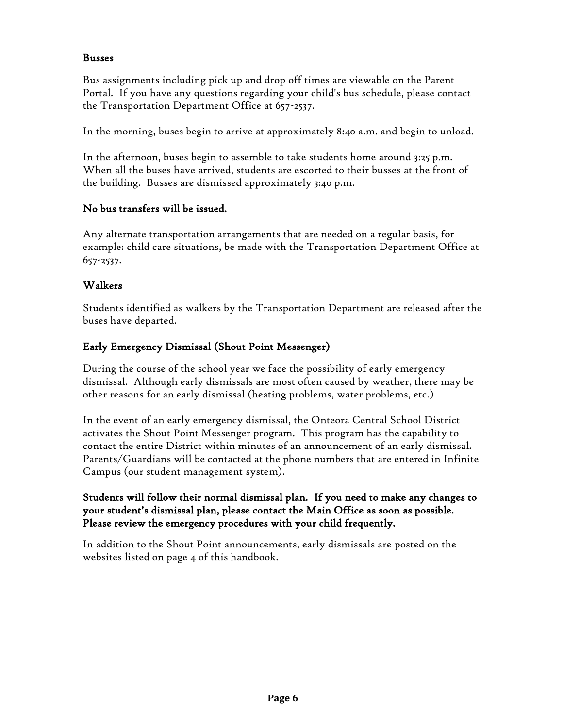### Busses

Bus assignments including pick up and drop off times are viewable on the Parent Portal. If you have any questions regarding your child's bus schedule, please contact the Transportation Department Office at 657-2537.

In the morning, buses begin to arrive at approximately 8:40 a.m. and begin to unload.

In the afternoon, buses begin to assemble to take students home around 3:25 p.m. When all the buses have arrived, students are escorted to their busses at the front of the building. Busses are dismissed approximately 3:40 p.m.

**No bus transfers will be issued.**

Any alternate transportation arrangements that are needed on a regular basis, for example: child care situations, be made with the Transportation Department Office at 657-2537.

### Walkers

Students identified as walkers by the Transportation Department are released after the buses have departed.

### Early Emergency Dismissal (Shout Point Messenger)

During the course of the school year we face the possibility of early emergency dismissal. Although early dismissals are most often caused by weather, there may be other reasons for an early dismissal (heating problems, water problems, etc.)

In the event of an early emergency dismissal, the Onteora Central School District activates the Shout Point Messenger program. This program has the capability to contact the entire District within minutes of an announcement of an early dismissal. Parents/Guardians will be contacted at the phone numbers that are entered in Infinite Campus (our student management system).

**Students will follow their normal dismissal plan. If you need to make any changes to your student's dismissal plan, please contact the Main Office as soon as possible. Please review the emergency procedures with your child frequently.**

In addition to the Shout Point announcements, early dismissals are posted on the websites listed on page 4 of this handbook.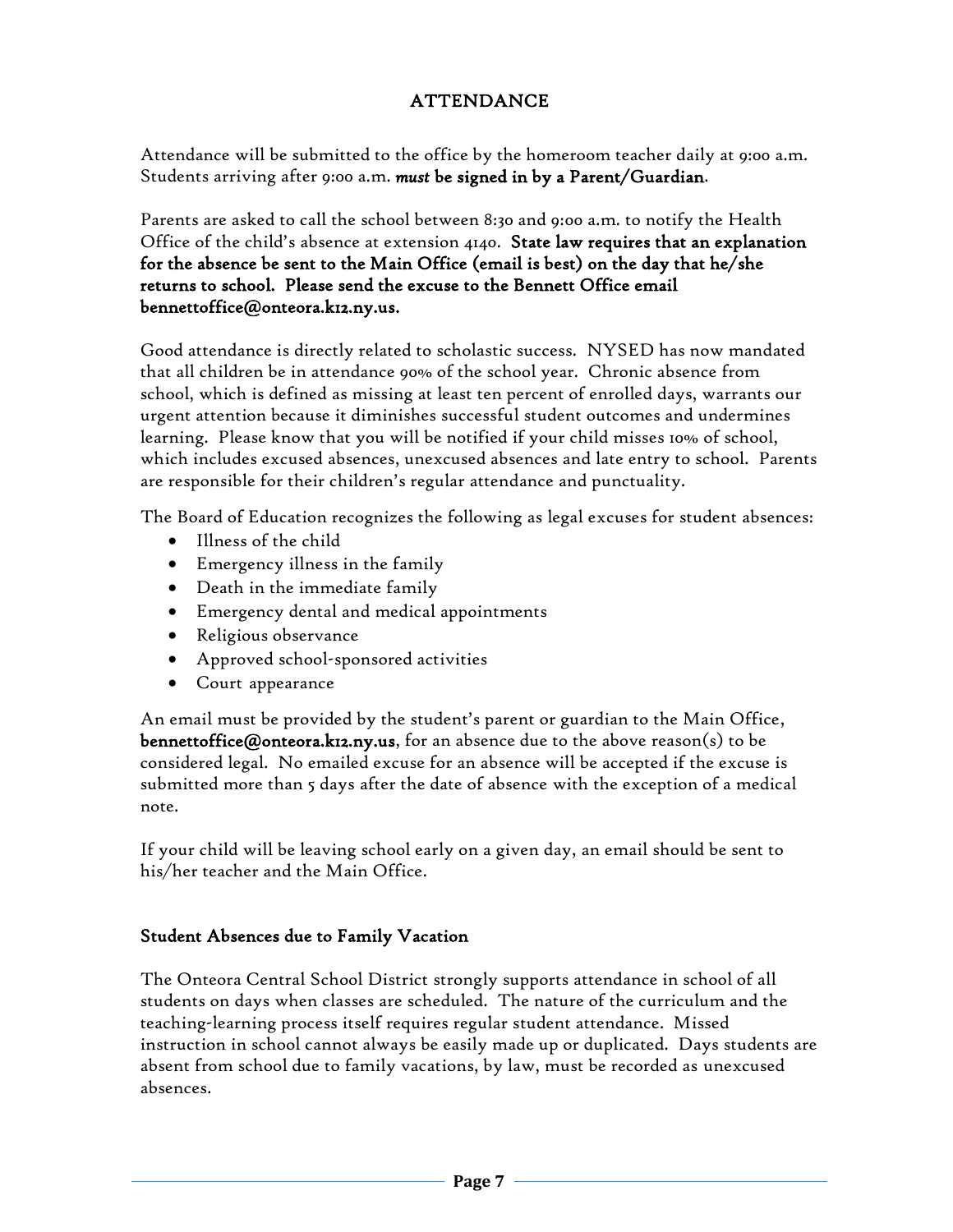## ATTENDANCE

Attendance will be submitted to the office by the homeroom teacher daily at 9:00 a.m. Students arriving after 9:00 a.m. ***must* be signed in by a Parent/Guardian**.

Parents are asked to call the school between 8:30 and 9:00 a.m. to notify the Health Office of the child's absence at extension 4140. **State law requires that an explanation for the absence be sent to the Main Office (email is best) on the day that he/she returns to school. Please send the excuse to the Bennett Office email bennettoffice@onteora.k12.ny.us.**

Good attendance is directly related to scholastic success. NYSED has now mandated that all children be in attendance 90% of the school year. Chronic absence from school, which is defined as missing at least ten percent of enrolled days, warrants our urgent attention because it diminishes successful student outcomes and undermines learning. Please know that you will be notified if your child misses 10% of school, which includes excused absences, unexcused absences and late entry to school. Parents are responsible for their children's regular attendance and punctuality.

The Board of Education recognizes the following as legal excuses for student absences:

- Illness of the child
- Emergency illness in the family
- Death in the immediate family
- Emergency dental and medical appointments
- Religious observance
- Approved school-sponsored activities
- Court appearance

An email must be provided by the student's parent or guardian to the Main Office, **bennettoffice@onteora.k12.ny.us**, for an absence due to the above reason(s) to be considered legal. No emailed excuse for an absence will be accepted if the excuse is submitted more than 5 days after the date of absence with the exception of a medical note.

If your child will be leaving school early on a given day, an email should be sent to his/her teacher and the Main Office.

### Student Absences due to Family Vacation

The Onteora Central School District strongly supports attendance in school of all students on days when classes are scheduled. The nature of the curriculum and the teaching-learning process itself requires regular student attendance. Missed instruction in school cannot always be easily made up or duplicated. Days students are absent from school due to family vacations, by law, must be recorded as unexcused absences.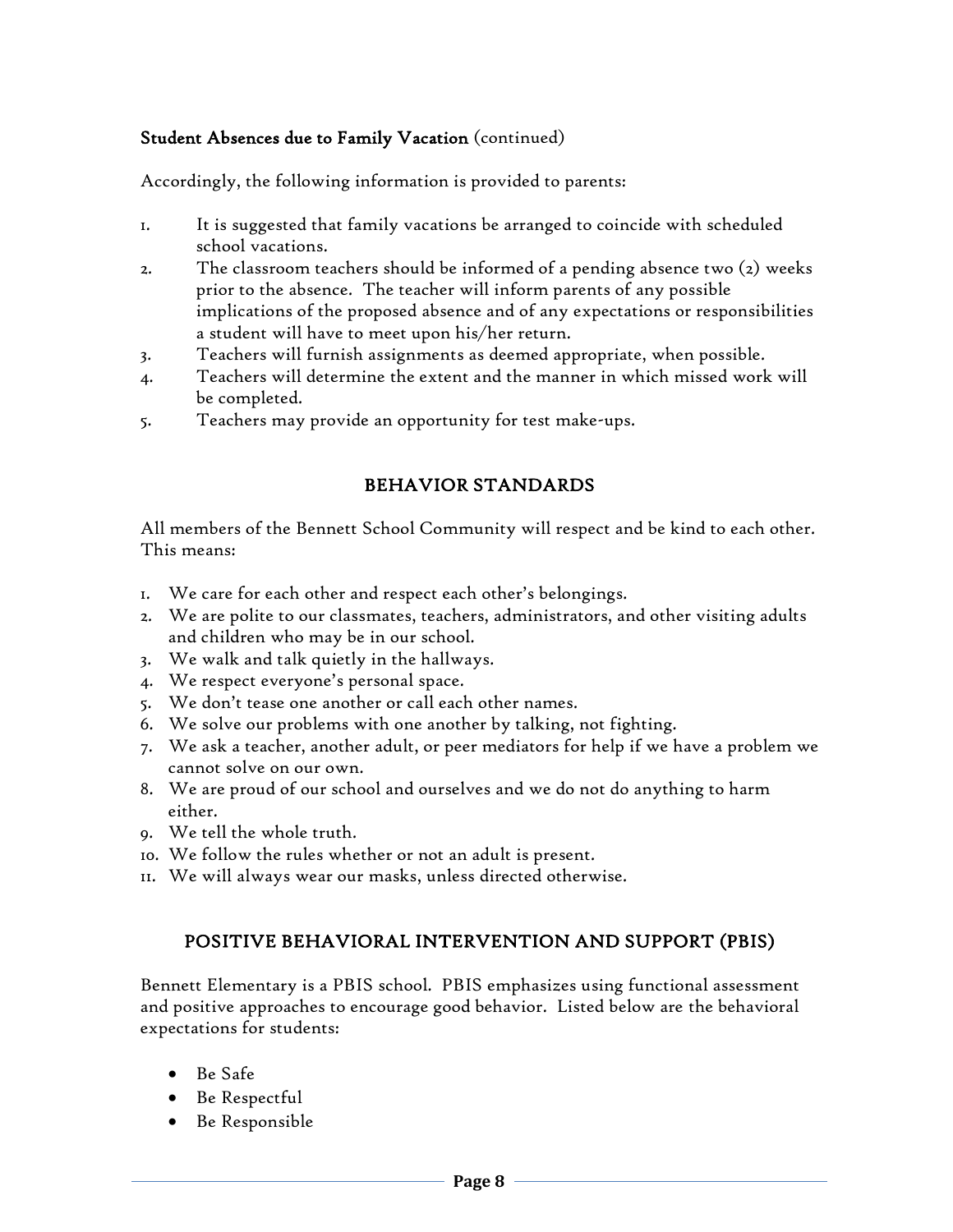**Student Absences due to Family Vacation** (continued)

Accordingly, the following information is provided to parents:

1. It is suggested that family vacations be arranged to coincide with scheduled school vacations.
2. The classroom teachers should be informed of a pending absence two (2) weeks prior to the absence. The teacher will inform parents of any possible implications of the proposed absence and of any expectations or responsibilities a student will have to meet upon his/her return.
3. Teachers will furnish assignments as deemed appropriate, when possible.
4. Teachers will determine the extent and the manner in which missed work will be completed.
5. Teachers may provide an opportunity for test make-ups.

## BEHAVIOR STANDARDS

All members of the Bennett School Community will respect and be kind to each other. This means:

1. We care for each other and respect each other's belongings.
2. We are polite to our classmates, teachers, administrators, and other visiting adults and children who may be in our school.
3. We walk and talk quietly in the hallways.
4. We respect everyone's personal space.
5. We don't tease one another or call each other names.
6. We solve our problems with one another by talking, not fighting.
7. We ask a teacher, another adult, or peer mediators for help if we have a problem we cannot solve on our own.
8. We are proud of our school and ourselves and we do not do anything to harm either.
9. We tell the whole truth.
10. We follow the rules whether or not an adult is present.
11. We will always wear our masks, unless directed otherwise.

## POSITIVE BEHAVIORAL INTERVENTION AND SUPPORT (PBIS)

Bennett Elementary is a PBIS school. PBIS emphasizes using functional assessment and positive approaches to encourage good behavior. Listed below are the behavioral expectations for students:

- Be Safe
- Be Respectful
- Be Responsible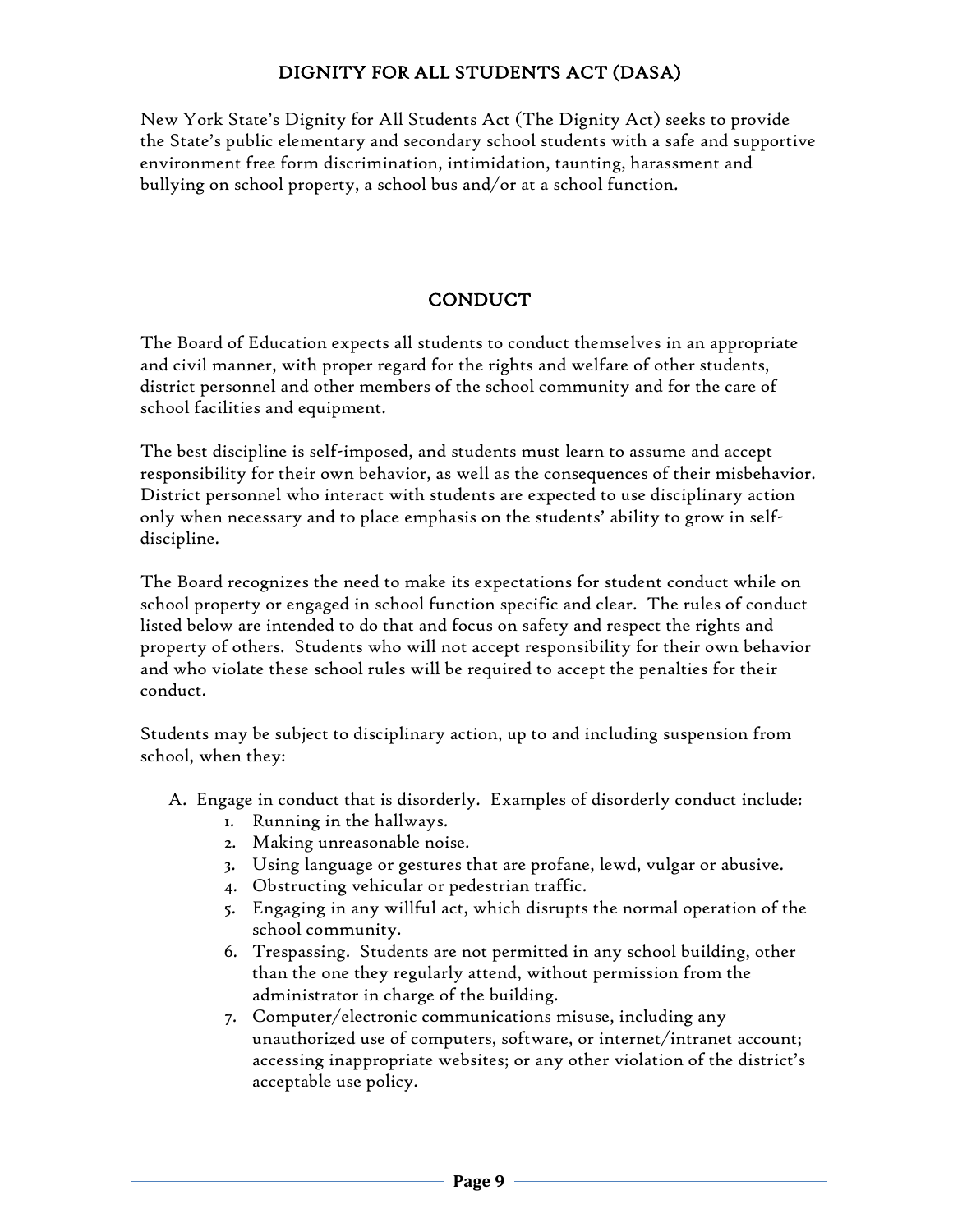## DIGNITY FOR ALL STUDENTS ACT (DASA)

New York State's Dignity for All Students Act (The Dignity Act) seeks to provide the State's public elementary and secondary school students with a safe and supportive environment free form discrimination, intimidation, taunting, harassment and bullying on school property, a school bus and/or at a school function.

## CONDUCT

The Board of Education expects all students to conduct themselves in an appropriate and civil manner, with proper regard for the rights and welfare of other students, district personnel and other members of the school community and for the care of school facilities and equipment.

The best discipline is self-imposed, and students must learn to assume and accept responsibility for their own behavior, as well as the consequences of their misbehavior. District personnel who interact with students are expected to use disciplinary action only when necessary and to place emphasis on the students' ability to grow in self-discipline.

The Board recognizes the need to make its expectations for student conduct while on school property or engaged in school function specific and clear. The rules of conduct listed below are intended to do that and focus on safety and respect the rights and property of others. Students who will not accept responsibility for their own behavior and who violate these school rules will be required to accept the penalties for their conduct.

Students may be subject to disciplinary action, up to and including suspension from school, when they:

A. Engage in conduct that is disorderly. Examples of disorderly conduct include:
   1. Running in the hallways.
   2. Making unreasonable noise.
   3. Using language or gestures that are profane, lewd, vulgar or abusive.
   4. Obstructing vehicular or pedestrian traffic.
   5. Engaging in any willful act, which disrupts the normal operation of the school community.
   6. Trespassing. Students are not permitted in any school building, other than the one they regularly attend, without permission from the administrator in charge of the building.
   7. Computer/electronic communications misuse, including any unauthorized use of computers, software, or internet/intranet account; accessing inappropriate websites; or any other violation of the district's acceptable use policy.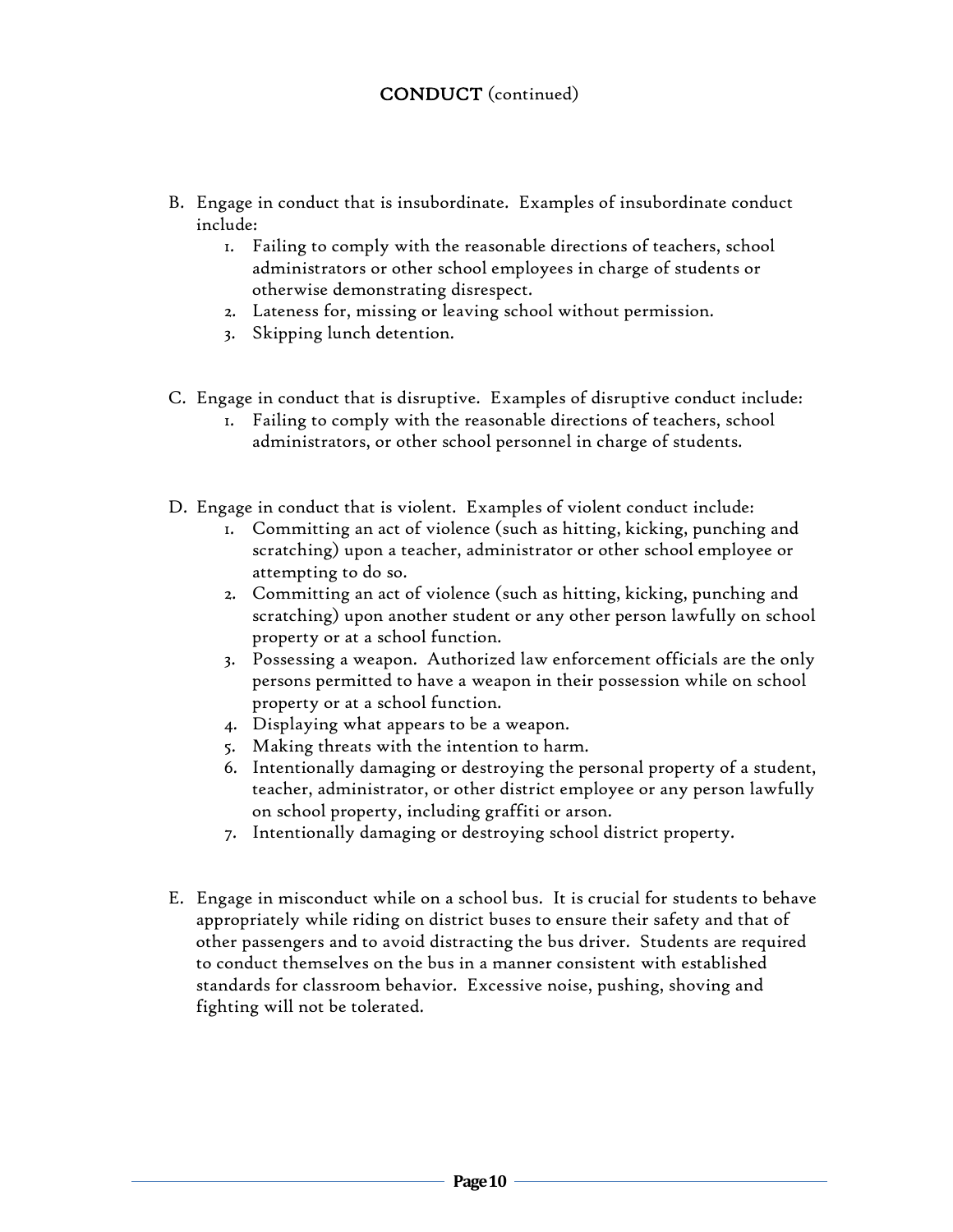## CONDUCT (continued)

B. Engage in conduct that is insubordinate. Examples of insubordinate conduct include:
   1. Failing to comply with the reasonable directions of teachers, school administrators or other school employees in charge of students or otherwise demonstrating disrespect.
   2. Lateness for, missing or leaving school without permission.
   3. Skipping lunch detention.

C. Engage in conduct that is disruptive. Examples of disruptive conduct include:
   1. Failing to comply with the reasonable directions of teachers, school administrators, or other school personnel in charge of students.

D. Engage in conduct that is violent. Examples of violent conduct include:
   1. Committing an act of violence (such as hitting, kicking, punching and scratching) upon a teacher, administrator or other school employee or attempting to do so.
   2. Committing an act of violence (such as hitting, kicking, punching and scratching) upon another student or any other person lawfully on school property or at a school function.
   3. Possessing a weapon. Authorized law enforcement officials are the only persons permitted to have a weapon in their possession while on school property or at a school function.
   4. Displaying what appears to be a weapon.
   5. Making threats with the intention to harm.
   6. Intentionally damaging or destroying the personal property of a student, teacher, administrator, or other district employee or any person lawfully on school property, including graffiti or arson.
   7. Intentionally damaging or destroying school district property.

E. Engage in misconduct while on a school bus. It is crucial for students to behave appropriately while riding on district buses to ensure their safety and that of other passengers and to avoid distracting the bus driver. Students are required to conduct themselves on the bus in a manner consistent with established standards for classroom behavior. Excessive noise, pushing, shoving and fighting will not be tolerated.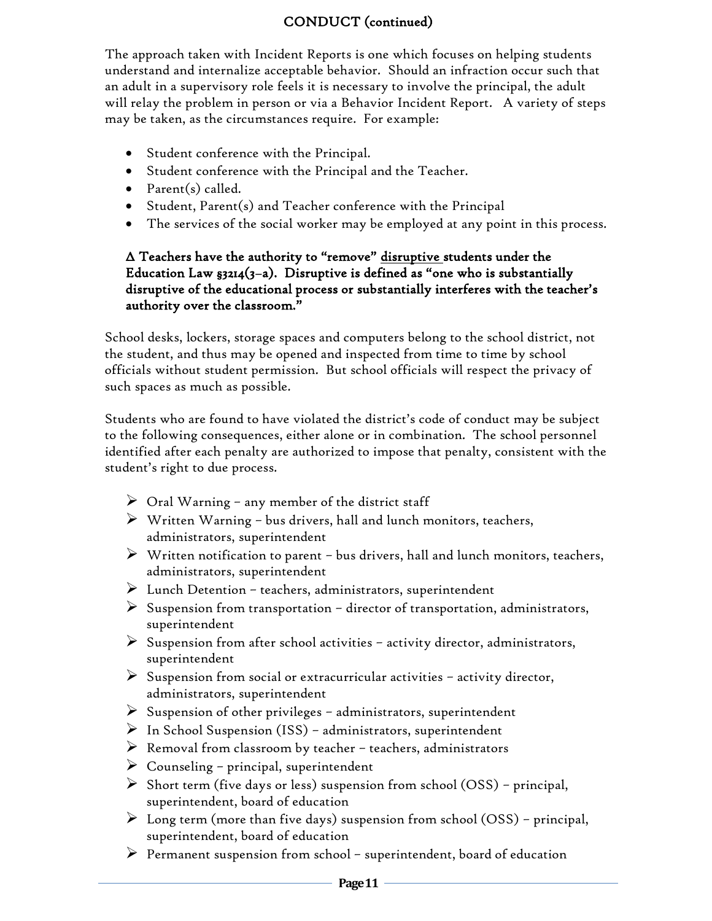## CONDUCT (continued)

The approach taken with Incident Reports is one which focuses on helping students understand and internalize acceptable behavior. Should an infraction occur such that an adult in a supervisory role feels it is necessary to involve the principal, the adult will relay the problem in person or via a Behavior Incident Report. A variety of steps may be taken, as the circumstances require. For example:

- Student conference with the Principal.
- Student conference with the Principal and the Teacher.
- Parent(s) called.
- Student, Parent(s) and Teacher conference with the Principal
- The services of the social worker may be employed at any point in this process.

**Δ Teachers have the authority to "remove" disruptive students under the Education Law §3214(3–a). Disruptive is defined as "one who is substantially disruptive of the educational process or substantially interferes with the teacher's authority over the classroom."**

School desks, lockers, storage spaces and computers belong to the school district, not the student, and thus may be opened and inspected from time to time by school officials without student permission. But school officials will respect the privacy of such spaces as much as possible.

Students who are found to have violated the district's code of conduct may be subject to the following consequences, either alone or in combination. The school personnel identified after each penalty are authorized to impose that penalty, consistent with the student's right to due process.

- Oral Warning – any member of the district staff
- Written Warning – bus drivers, hall and lunch monitors, teachers, administrators, superintendent
- Written notification to parent – bus drivers, hall and lunch monitors, teachers, administrators, superintendent
- Lunch Detention – teachers, administrators, superintendent
- Suspension from transportation – director of transportation, administrators, superintendent
- Suspension from after school activities – activity director, administrators, superintendent
- Suspension from social or extracurricular activities – activity director, administrators, superintendent
- Suspension of other privileges – administrators, superintendent
- In School Suspension (ISS) – administrators, superintendent
- Removal from classroom by teacher – teachers, administrators
- Counseling – principal, superintendent
- Short term (five days or less) suspension from school (OSS) – principal, superintendent, board of education
- Long term (more than five days) suspension from school (OSS) – principal, superintendent, board of education
- Permanent suspension from school – superintendent, board of education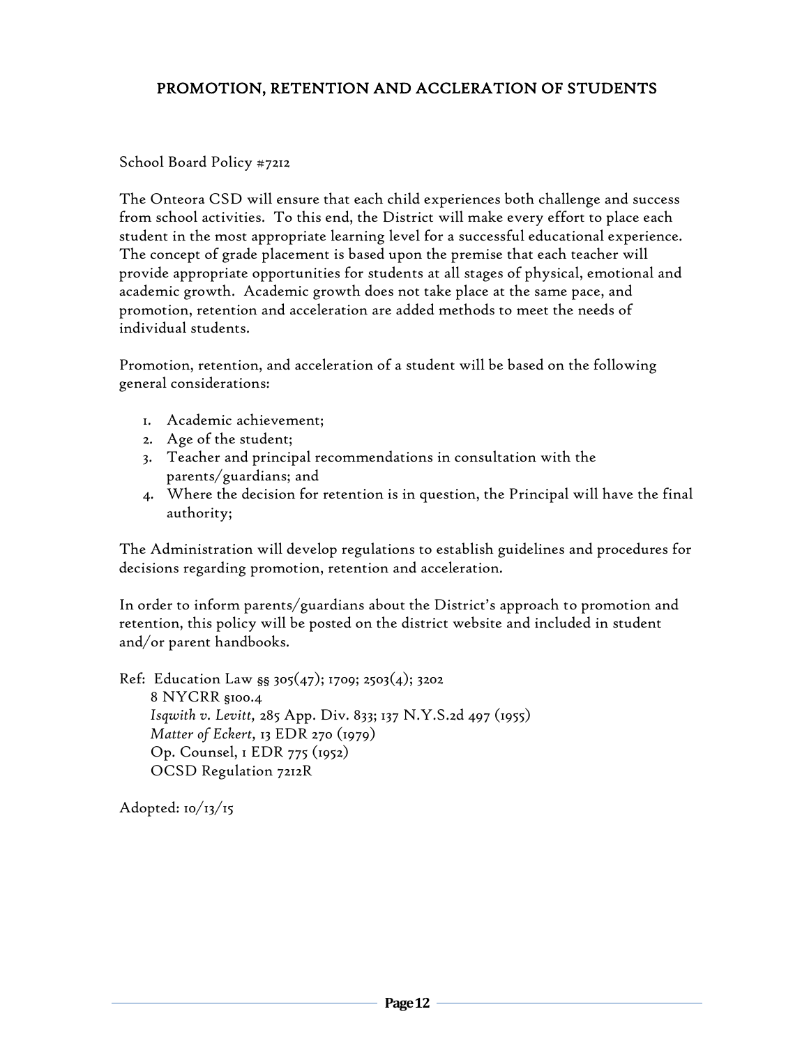## PROMOTION, RETENTION AND ACCLERATION OF STUDENTS

School Board Policy #7212

The Onteora CSD will ensure that each child experiences both challenge and success from school activities. To this end, the District will make every effort to place each student in the most appropriate learning level for a successful educational experience. The concept of grade placement is based upon the premise that each teacher will provide appropriate opportunities for students at all stages of physical, emotional and academic growth. Academic growth does not take place at the same pace, and promotion, retention and acceleration are added methods to meet the needs of individual students.

Promotion, retention, and acceleration of a student will be based on the following general considerations:

1. Academic achievement;
2. Age of the student;
3. Teacher and principal recommendations in consultation with the parents/guardians; and
4. Where the decision for retention is in question, the Principal will have the final authority;

The Administration will develop regulations to establish guidelines and procedures for decisions regarding promotion, retention and acceleration.

In order to inform parents/guardians about the District's approach to promotion and retention, this policy will be posted on the district website and included in student and/or parent handbooks.

Ref: Education Law §§ 305(47); 1709; 2503(4); 3202
8 NYCRR §100.4
*Isqwith v. Levitt,* 285 App. Div. 833; 137 N.Y.S.2d 497 (1955)
*Matter of Eckert,* 13 EDR 270 (1979)
Op. Counsel, 1 EDR 775 (1952)
OCSD Regulation 7212R

Adopted: 10/13/15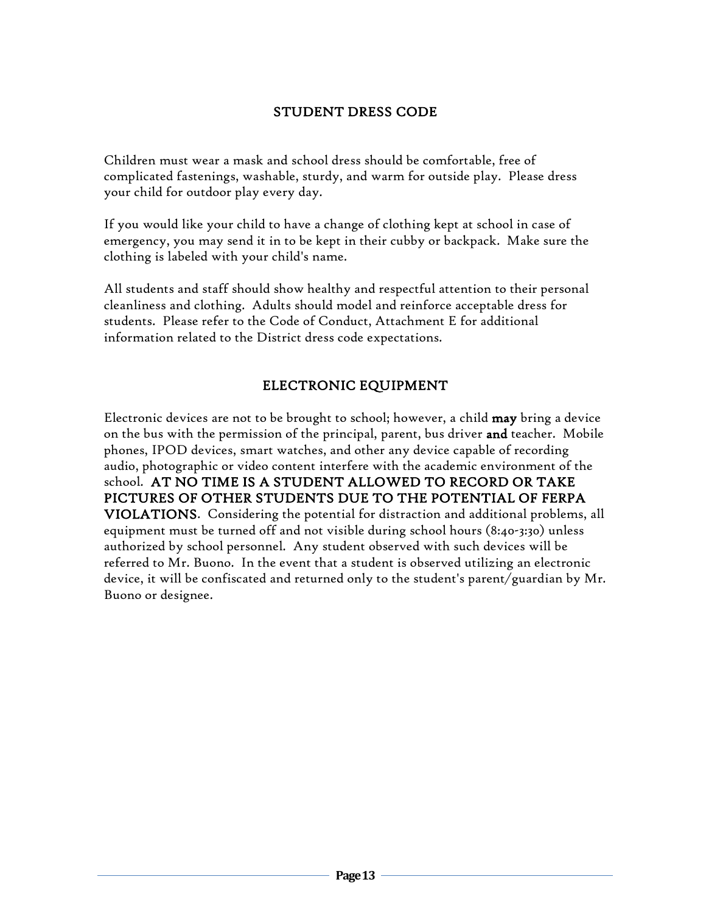## STUDENT DRESS CODE

Children must wear a mask and school dress should be comfortable, free of complicated fastenings, washable, sturdy, and warm for outside play. Please dress your child for outdoor play every day.

If you would like your child to have a change of clothing kept at school in case of emergency, you may send it in to be kept in their cubby or backpack. Make sure the clothing is labeled with your child's name.

All students and staff should show healthy and respectful attention to their personal cleanliness and clothing. Adults should model and reinforce acceptable dress for students. Please refer to the Code of Conduct, Attachment E for additional information related to the District dress code expectations.

## ELECTRONIC EQUIPMENT

Electronic devices are not to be brought to school; however, a child **may** bring a device on the bus with the permission of the principal, parent, bus driver **and** teacher. Mobile phones, IPOD devices, smart watches, and other any device capable of recording audio, photographic or video content interfere with the academic environment of the school. **AT NO TIME IS A STUDENT ALLOWED TO RECORD OR TAKE PICTURES OF OTHER STUDENTS DUE TO THE POTENTIAL OF FERPA VIOLATIONS**. Considering the potential for distraction and additional problems, all equipment must be turned off and not visible during school hours (8:40-3:30) unless authorized by school personnel. Any student observed with such devices will be referred to Mr. Buono. In the event that a student is observed utilizing an electronic device, it will be confiscated and returned only to the student's parent/guardian by Mr. Buono or designee.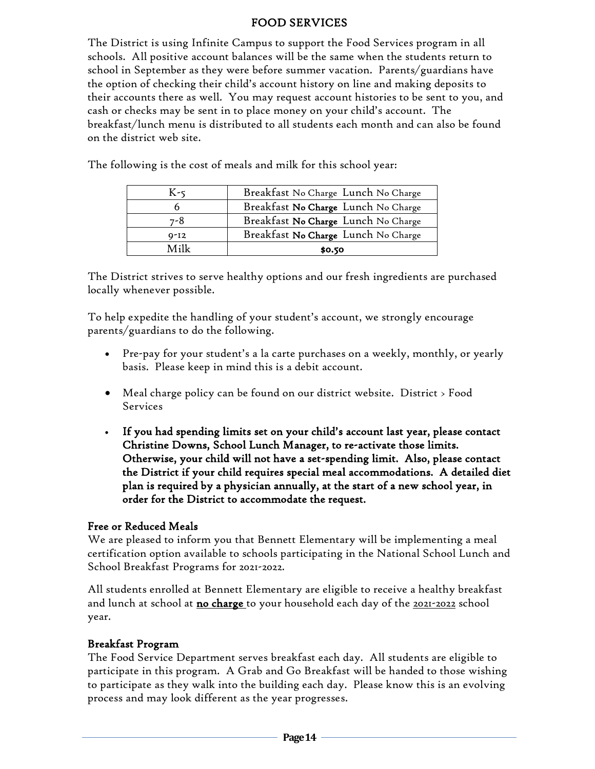# FOOD SERVICES

The District is using Infinite Campus to support the Food Services program in all schools. All positive account balances will be the same when the students return to school in September as they were before summer vacation. Parents/guardians have the option of checking their child's account history on line and making deposits to their accounts there as well. You may request account histories to be sent to you, and cash or checks may be sent in to place money on your child's account. The breakfast/lunch menu is distributed to all students each month and can also be found on the district web site.

The following is the cost of meals and milk for this school year:

| | |
|---|---|
| K-5 | Breakfast No Charge Lunch No Charge |
| 6 | Breakfast **No Charge** Lunch No Charge |
| 7-8 | Breakfast **No Charge** Lunch No Charge |
| 9-12 | Breakfast **No Charge** Lunch No Charge |
| Milk | **$0.50** |

The District strives to serve healthy options and our fresh ingredients are purchased locally whenever possible.

To help expedite the handling of your student's account, we strongly encourage parents/guardians to do the following.

- Pre-pay for your student's a la carte purchases on a weekly, monthly, or yearly basis. Please keep in mind this is a debit account.
- Meal charge policy can be found on our district website. District > Food Services
- **If you had spending limits set on your child's account last year, please contact Christine Downs, School Lunch Manager, to re-activate those limits. Otherwise, your child will not have a set-spending limit. Also, please contact the District if your child requires special meal accommodations. A detailed diet plan is required by a physician annually, at the start of a new school year, in order for the District to accommodate the request.**

## Free or Reduced Meals

We are pleased to inform you that Bennett Elementary will be implementing a meal certification option available to schools participating in the National School Lunch and School Breakfast Programs for 2021-2022.

All students enrolled at Bennett Elementary are eligible to receive a healthy breakfast and lunch at school at **no charge** to your household each day of the 2021-2022 school year.

## Breakfast Program

The Food Service Department serves breakfast each day. All students are eligible to participate in this program. A Grab and Go Breakfast will be handed to those wishing to participate as they walk into the building each day. Please know this is an evolving process and may look different as the year progresses.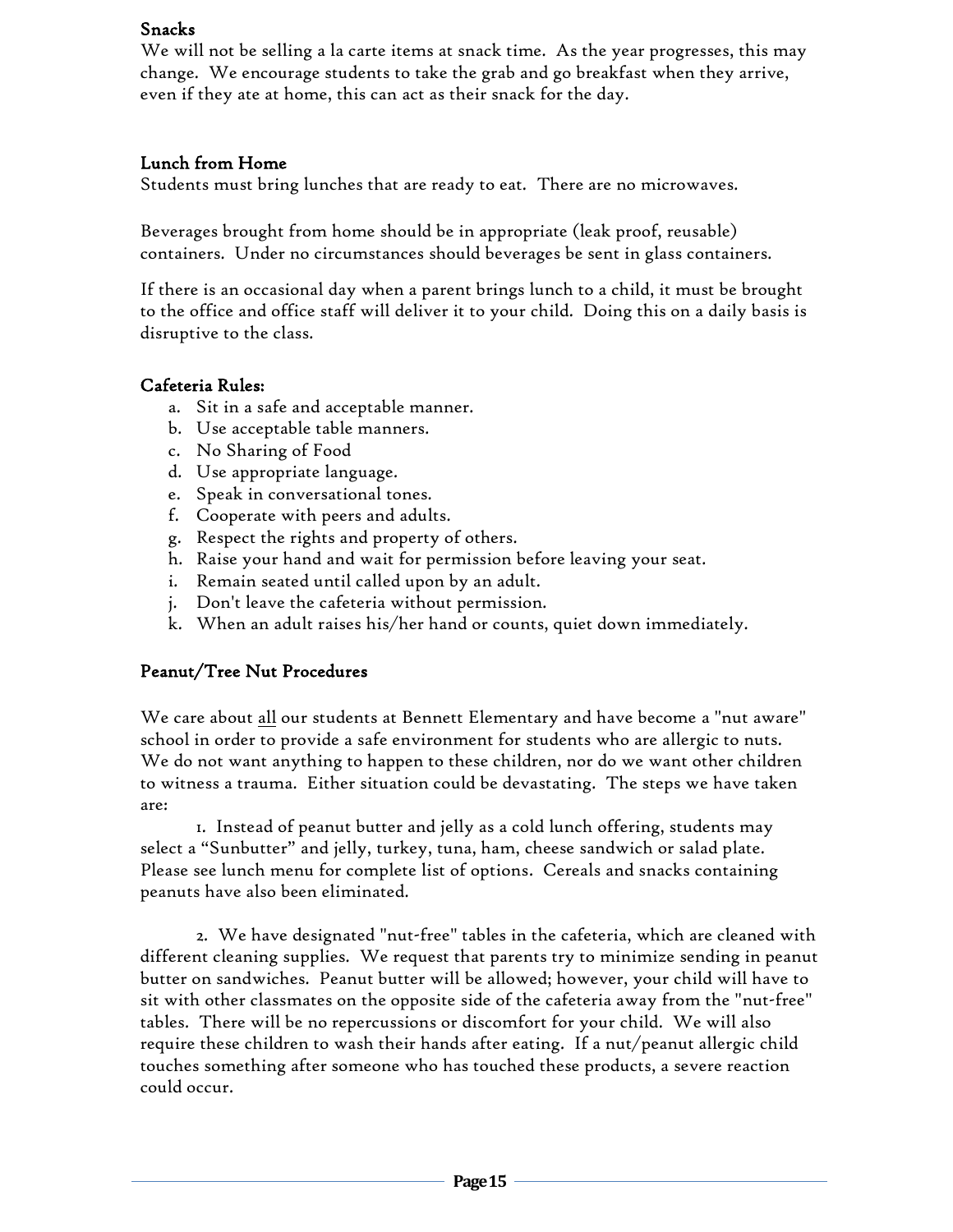### Snacks

We will not be selling a la carte items at snack time. As the year progresses, this may change. We encourage students to take the grab and go breakfast when they arrive, even if they ate at home, this can act as their snack for the day.

### Lunch from Home

Students must bring lunches that are ready to eat. There are no microwaves.

Beverages brought from home should be in appropriate (leak proof, reusable) containers. Under no circumstances should beverages be sent in glass containers.

If there is an occasional day when a parent brings lunch to a child, it must be brought to the office and office staff will deliver it to your child. Doing this on a daily basis is disruptive to the class.

### Cafeteria Rules:

a. Sit in a safe and acceptable manner.
b. Use acceptable table manners.
c. No Sharing of Food
d. Use appropriate language.
e. Speak in conversational tones.
f. Cooperate with peers and adults.
g. Respect the rights and property of others.
h. Raise your hand and wait for permission before leaving your seat.
i. Remain seated until called upon by an adult.
j. Don't leave the cafeteria without permission.
k. When an adult raises his/her hand or counts, quiet down immediately.

### Peanut/Tree Nut Procedures

We care about <u>all</u> our students at Bennett Elementary and have become a "nut aware" school in order to provide a safe environment for students who are allergic to nuts. We do not want anything to happen to these children, nor do we want other children to witness a trauma. Either situation could be devastating. The steps we have taken are:

1. Instead of peanut butter and jelly as a cold lunch offering, students may select a "Sunbutter" and jelly, turkey, tuna, ham, cheese sandwich or salad plate. Please see lunch menu for complete list of options. Cereals and snacks containing peanuts have also been eliminated.

2. We have designated "nut-free" tables in the cafeteria, which are cleaned with different cleaning supplies. We request that parents try to minimize sending in peanut butter on sandwiches. Peanut butter will be allowed; however, your child will have to sit with other classmates on the opposite side of the cafeteria away from the "nut-free" tables. There will be no repercussions or discomfort for your child. We will also require these children to wash their hands after eating. If a nut/peanut allergic child touches something after someone who has touched these products, a severe reaction could occur.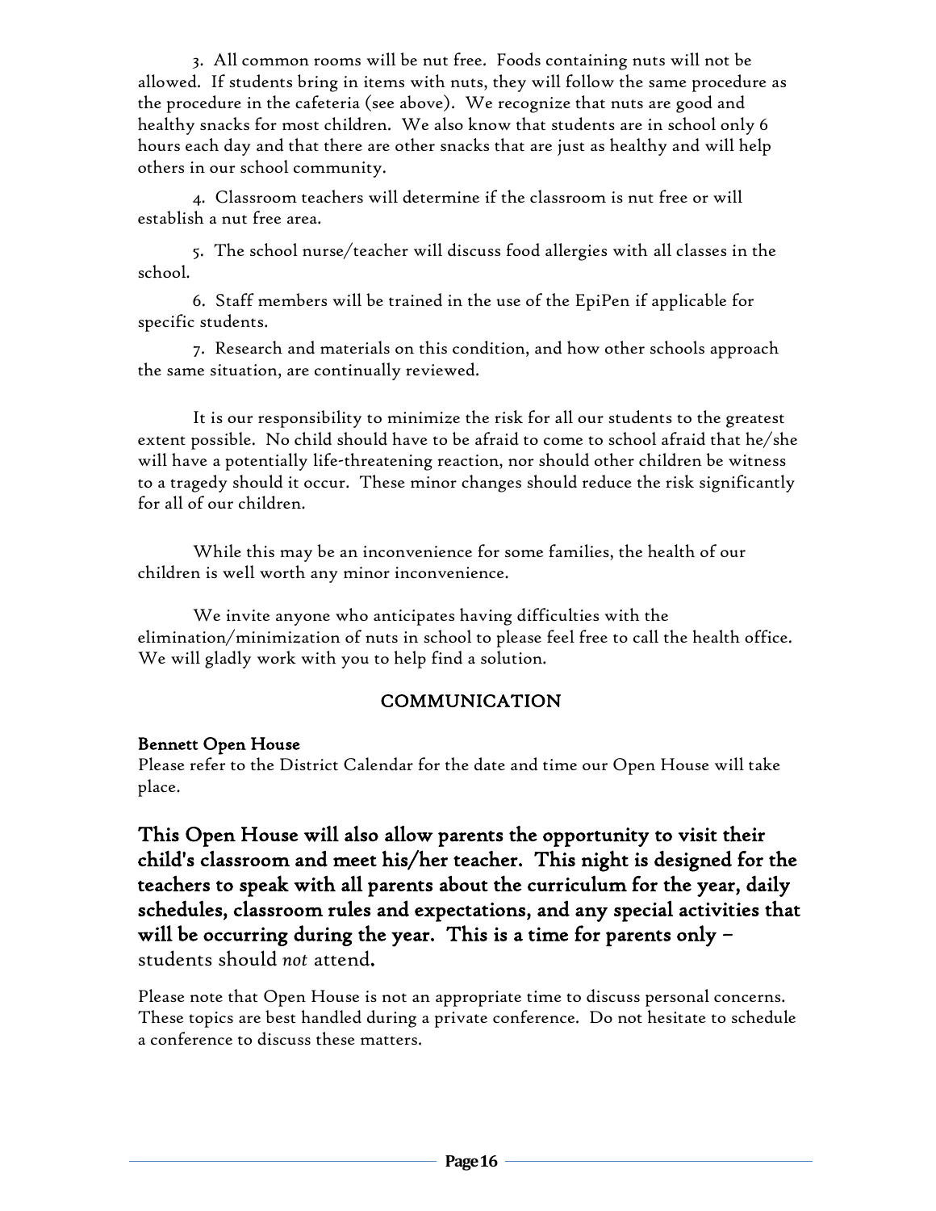3. All common rooms will be nut free. Foods containing nuts will not be allowed. If students bring in items with nuts, they will follow the same procedure as the procedure in the cafeteria (see above). We recognize that nuts are good and healthy snacks for most children. We also know that students are in school only 6 hours each day and that there are other snacks that are just as healthy and will help others in our school community.

4. Classroom teachers will determine if the classroom is nut free or will establish a nut free area.

5. The school nurse/teacher will discuss food allergies with all classes in the school.

6. Staff members will be trained in the use of the EpiPen if applicable for specific students.

7. Research and materials on this condition, and how other schools approach the same situation, are continually reviewed.

It is our responsibility to minimize the risk for all our students to the greatest extent possible. No child should have to be afraid to come to school afraid that he/she will have a potentially life-threatening reaction, nor should other children be witness to a tragedy should it occur. These minor changes should reduce the risk significantly for all of our children.

While this may be an inconvenience for some families, the health of our children is well worth any minor inconvenience.

We invite anyone who anticipates having difficulties with the elimination/minimization of nuts in school to please feel free to call the health office. We will gladly work with you to help find a solution.

## COMMUNICATION

**Bennett Open House**

Please refer to the District Calendar for the date and time our Open House will take place.

**This Open House will also allow parents the opportunity to visit their child's classroom and meet his/her teacher. This night is designed for the teachers to speak with all parents about the curriculum for the year, daily schedules, classroom rules and expectations, and any special activities that will be occurring during the year. This is a time for parents only –** students should *not* attend**.**

Please note that Open House is not an appropriate time to discuss personal concerns. These topics are best handled during a private conference. Do not hesitate to schedule a conference to discuss these matters.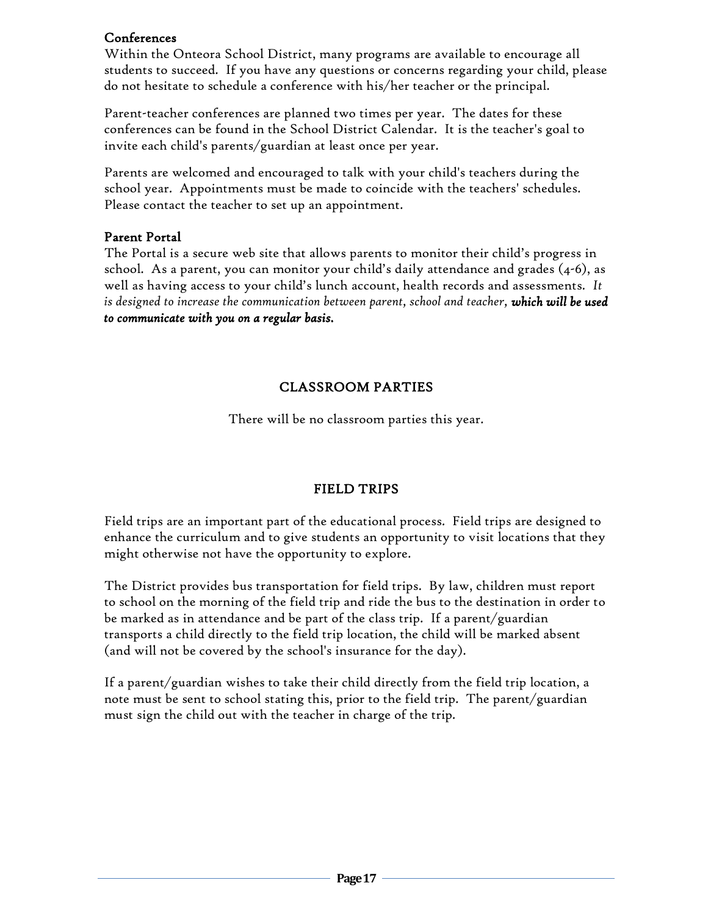### Conferences

Within the Onteora School District, many programs are available to encourage all students to succeed. If you have any questions or concerns regarding your child, please do not hesitate to schedule a conference with his/her teacher or the principal.

Parent-teacher conferences are planned two times per year. The dates for these conferences can be found in the School District Calendar. It is the teacher's goal to invite each child's parents/guardian at least once per year.

Parents are welcomed and encouraged to talk with your child's teachers during the school year. Appointments must be made to coincide with the teachers' schedules. Please contact the teacher to set up an appointment.

### Parent Portal

The Portal is a secure web site that allows parents to monitor their child's progress in school. As a parent, you can monitor your child's daily attendance and grades (4-6), as well as having access to your child's lunch account, health records and assessments. *It is designed to increase the communication between parent, school and teacher, **which will be used to communicate with you on a regular basis.***

## CLASSROOM PARTIES

There will be no classroom parties this year.

## FIELD TRIPS

Field trips are an important part of the educational process. Field trips are designed to enhance the curriculum and to give students an opportunity to visit locations that they might otherwise not have the opportunity to explore.

The District provides bus transportation for field trips. By law, children must report to school on the morning of the field trip and ride the bus to the destination in order to be marked as in attendance and be part of the class trip. If a parent/guardian transports a child directly to the field trip location, the child will be marked absent (and will not be covered by the school's insurance for the day).

If a parent/guardian wishes to take their child directly from the field trip location, a note must be sent to school stating this, prior to the field trip. The parent/guardian must sign the child out with the teacher in charge of the trip.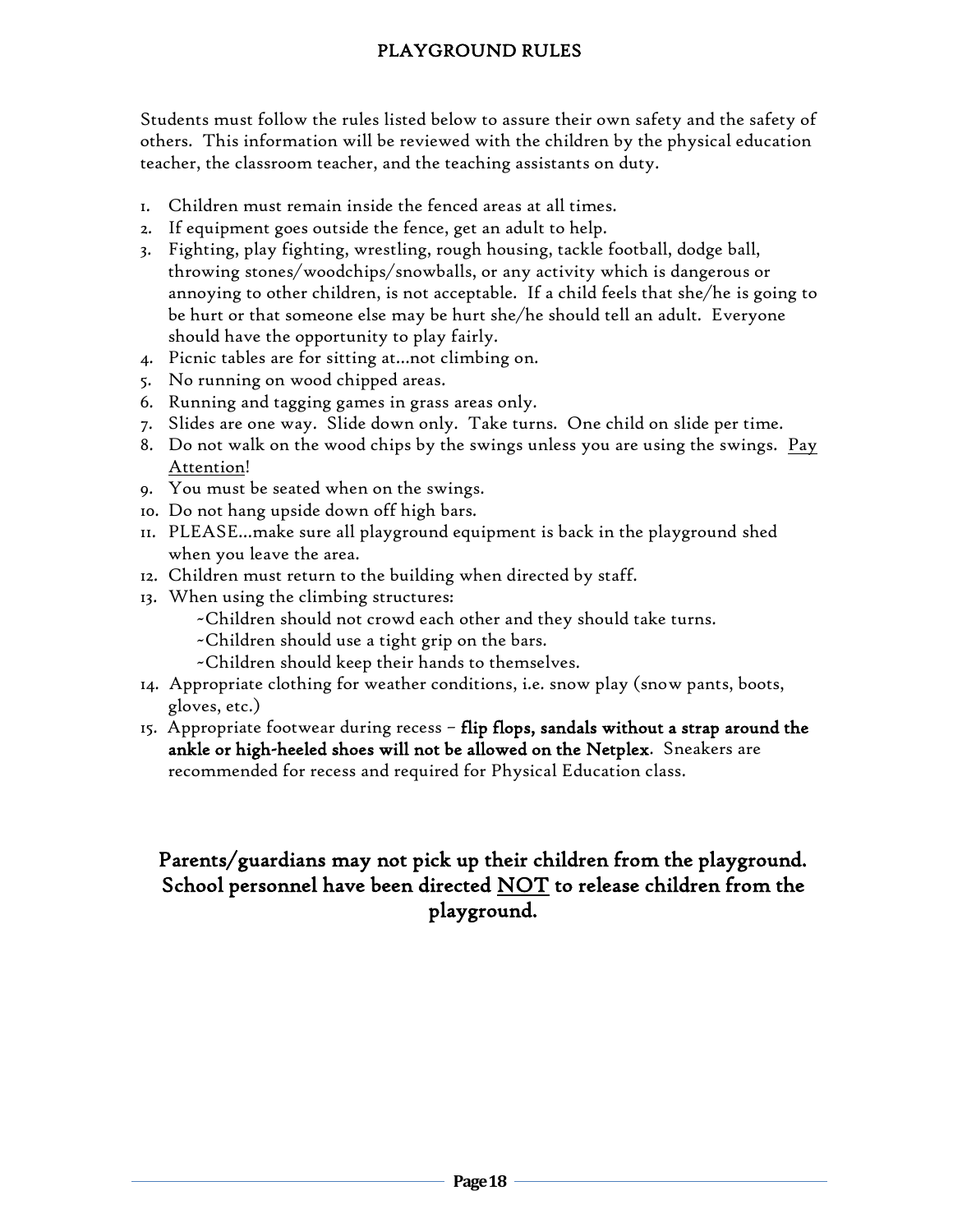## PLAYGROUND RULES

Students must follow the rules listed below to assure their own safety and the safety of others. This information will be reviewed with the children by the physical education teacher, the classroom teacher, and the teaching assistants on duty.

1. Children must remain inside the fenced areas at all times.
2. If equipment goes outside the fence, get an adult to help.
3. Fighting, play fighting, wrestling, rough housing, tackle football, dodge ball, throwing stones/woodchips/snowballs, or any activity which is dangerous or annoying to other children, is not acceptable. If a child feels that she/he is going to be hurt or that someone else may be hurt she/he should tell an adult. Everyone should have the opportunity to play fairly.
4. Picnic tables are for sitting at…not climbing on.
5. No running on wood chipped areas.
6. Running and tagging games in grass areas only.
7. Slides are one way. Slide down only. Take turns. One child on slide per time.
8. Do not walk on the wood chips by the swings unless you are using the swings. <u>Pay Attention</u>!
9. You must be seated when on the swings.
10. Do not hang upside down off high bars.
11. PLEASE…make sure all playground equipment is back in the playground shed when you leave the area.
12. Children must return to the building when directed by staff.
13. When using the climbing structures:
    - ~Children should not crowd each other and they should take turns.
    - ~Children should use a tight grip on the bars.
    - ~Children should keep their hands to themselves.
14. Appropriate clothing for weather conditions, i.e. snow play (snow pants, boots, gloves, etc.)
15. Appropriate footwear during recess – **flip flops, sandals without a strap around the ankle or high-heeled shoes will not be allowed on the Netplex**. Sneakers are recommended for recess and required for Physical Education class.

**Parents/guardians may not pick up their children from the playground. School personnel have been directed <u>NOT</u> to release children from the playground.**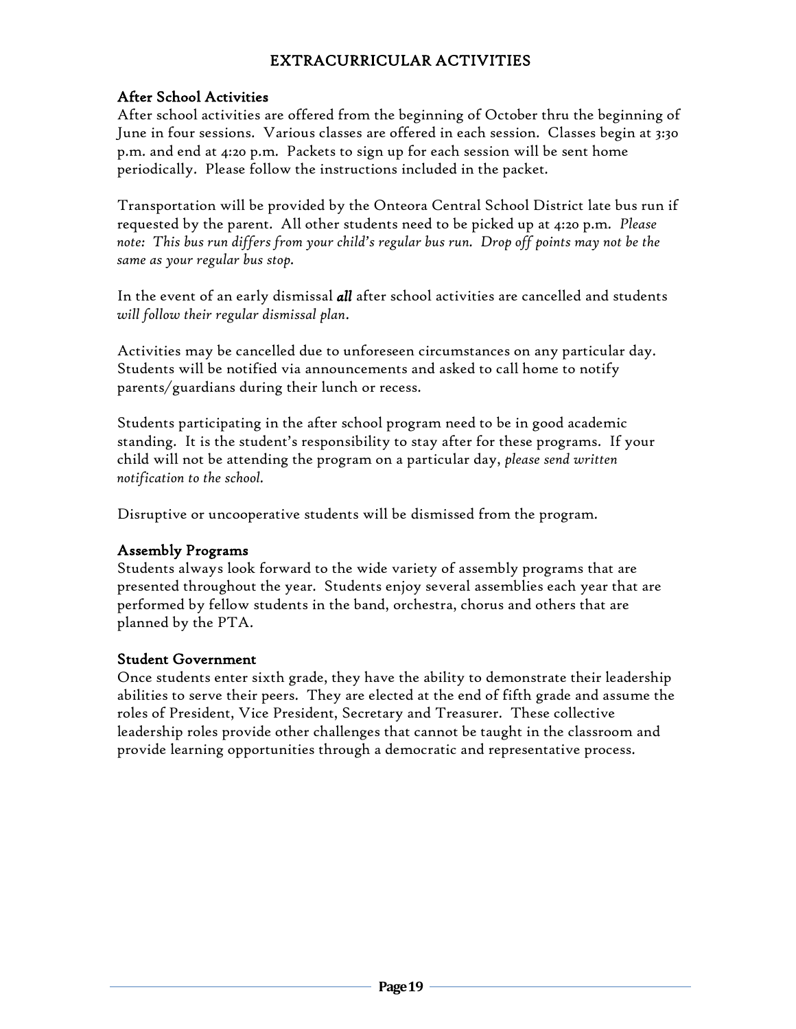# EXTRACURRICULAR ACTIVITIES

## After School Activities

After school activities are offered from the beginning of October thru the beginning of June in four sessions. Various classes are offered in each session. Classes begin at 3:30 p.m. and end at 4:20 p.m. Packets to sign up for each session will be sent home periodically. Please follow the instructions included in the packet.

Transportation will be provided by the Onteora Central School District late bus run if requested by the parent. All other students need to be picked up at 4:20 p.m. *Please note: This bus run differs from your child's regular bus run. Drop off points may not be the same as your regular bus stop.*

In the event of an early dismissal ***all*** after school activities are cancelled and students *will follow their regular dismissal plan*.

Activities may be cancelled due to unforeseen circumstances on any particular day. Students will be notified via announcements and asked to call home to notify parents/guardians during their lunch or recess.

Students participating in the after school program need to be in good academic standing. It is the student's responsibility to stay after for these programs. If your child will not be attending the program on a particular day, *please send written notification to the school.*

Disruptive or uncooperative students will be dismissed from the program.

## Assembly Programs

Students always look forward to the wide variety of assembly programs that are presented throughout the year. Students enjoy several assemblies each year that are performed by fellow students in the band, orchestra, chorus and others that are planned by the PTA.

## Student Government

Once students enter sixth grade, they have the ability to demonstrate their leadership abilities to serve their peers. They are elected at the end of fifth grade and assume the roles of President, Vice President, Secretary and Treasurer. These collective leadership roles provide other challenges that cannot be taught in the classroom and provide learning opportunities through a democratic and representative process.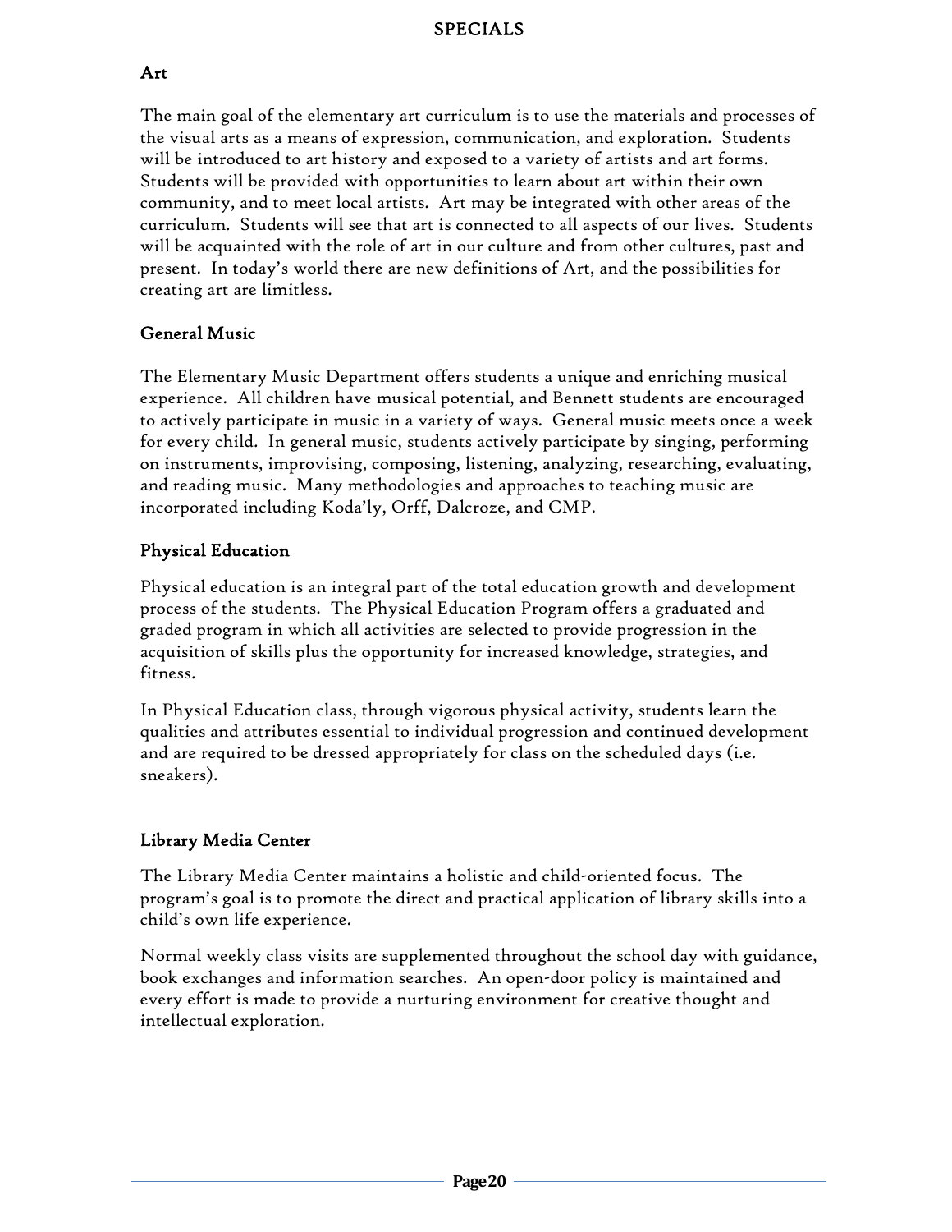# SPECIALS

## Art

The main goal of the elementary art curriculum is to use the materials and processes of the visual arts as a means of expression, communication, and exploration. Students will be introduced to art history and exposed to a variety of artists and art forms. Students will be provided with opportunities to learn about art within their own community, and to meet local artists. Art may be integrated with other areas of the curriculum. Students will see that art is connected to all aspects of our lives. Students will be acquainted with the role of art in our culture and from other cultures, past and present. In today's world there are new definitions of Art, and the possibilities for creating art are limitless.

## General Music

The Elementary Music Department offers students a unique and enriching musical experience. All children have musical potential, and Bennett students are encouraged to actively participate in music in a variety of ways. General music meets once a week for every child. In general music, students actively participate by singing, performing on instruments, improvising, composing, listening, analyzing, researching, evaluating, and reading music. Many methodologies and approaches to teaching music are incorporated including Koda'ly, Orff, Dalcroze, and CMP.

## Physical Education

Physical education is an integral part of the total education growth and development process of the students. The Physical Education Program offers a graduated and graded program in which all activities are selected to provide progression in the acquisition of skills plus the opportunity for increased knowledge, strategies, and fitness.

In Physical Education class, through vigorous physical activity, students learn the qualities and attributes essential to individual progression and continued development and are required to be dressed appropriately for class on the scheduled days (i.e. sneakers).

## Library Media Center

The Library Media Center maintains a holistic and child-oriented focus. The program's goal is to promote the direct and practical application of library skills into a child's own life experience.

Normal weekly class visits are supplemented throughout the school day with guidance, book exchanges and information searches. An open-door policy is maintained and every effort is made to provide a nurturing environment for creative thought and intellectual exploration.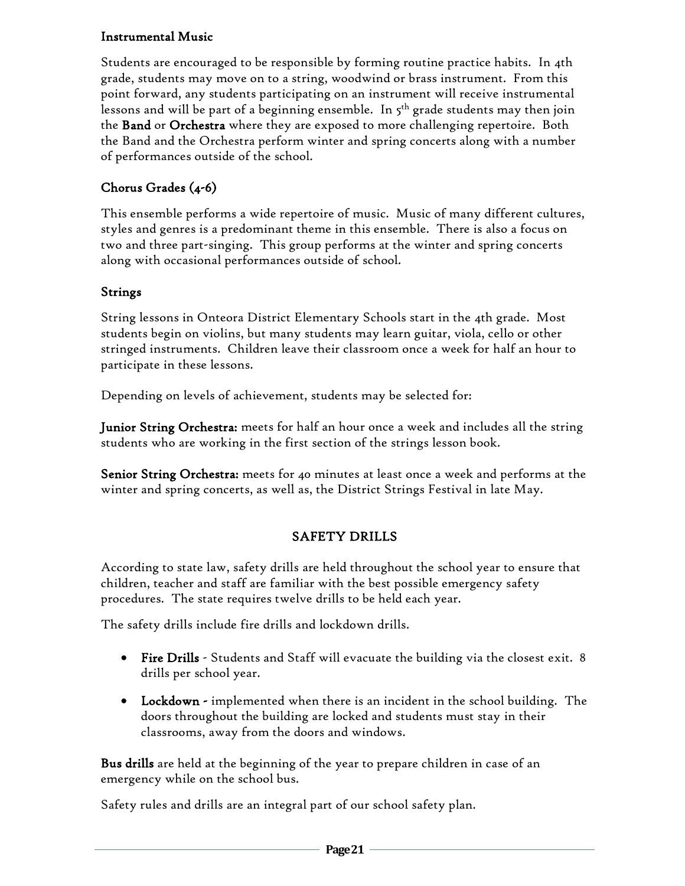### Instrumental Music

Students are encouraged to be responsible by forming routine practice habits. In 4th grade, students may move on to a string, woodwind or brass instrument. From this point forward, any students participating on an instrument will receive instrumental lessons and will be part of a beginning ensemble. In 5th grade students may then join the **Band** or **Orchestra** where they are exposed to more challenging repertoire. Both the Band and the Orchestra perform winter and spring concerts along with a number of performances outside of the school.

### Chorus Grades (4-6)

This ensemble performs a wide repertoire of music. Music of many different cultures, styles and genres is a predominant theme in this ensemble. There is also a focus on two and three part-singing. This group performs at the winter and spring concerts along with occasional performances outside of school.

### Strings

String lessons in Onteora District Elementary Schools start in the 4th grade. Most students begin on violins, but many students may learn guitar, viola, cello or other stringed instruments. Children leave their classroom once a week for half an hour to participate in these lessons.

Depending on levels of achievement, students may be selected for:

**Junior String Orchestra:** meets for half an hour once a week and includes all the string students who are working in the first section of the strings lesson book.

**Senior String Orchestra:** meets for 40 minutes at least once a week and performs at the winter and spring concerts, as well as, the District Strings Festival in late May.

## SAFETY DRILLS

According to state law, safety drills are held throughout the school year to ensure that children, teacher and staff are familiar with the best possible emergency safety procedures. The state requires twelve drills to be held each year.

The safety drills include fire drills and lockdown drills.

- **Fire Drills** - Students and Staff will evacuate the building via the closest exit. 8 drills per school year.
- **Lockdown -** implemented when there is an incident in the school building. The doors throughout the building are locked and students must stay in their classrooms, away from the doors and windows.

**Bus drills** are held at the beginning of the year to prepare children in case of an emergency while on the school bus.

Safety rules and drills are an integral part of our school safety plan.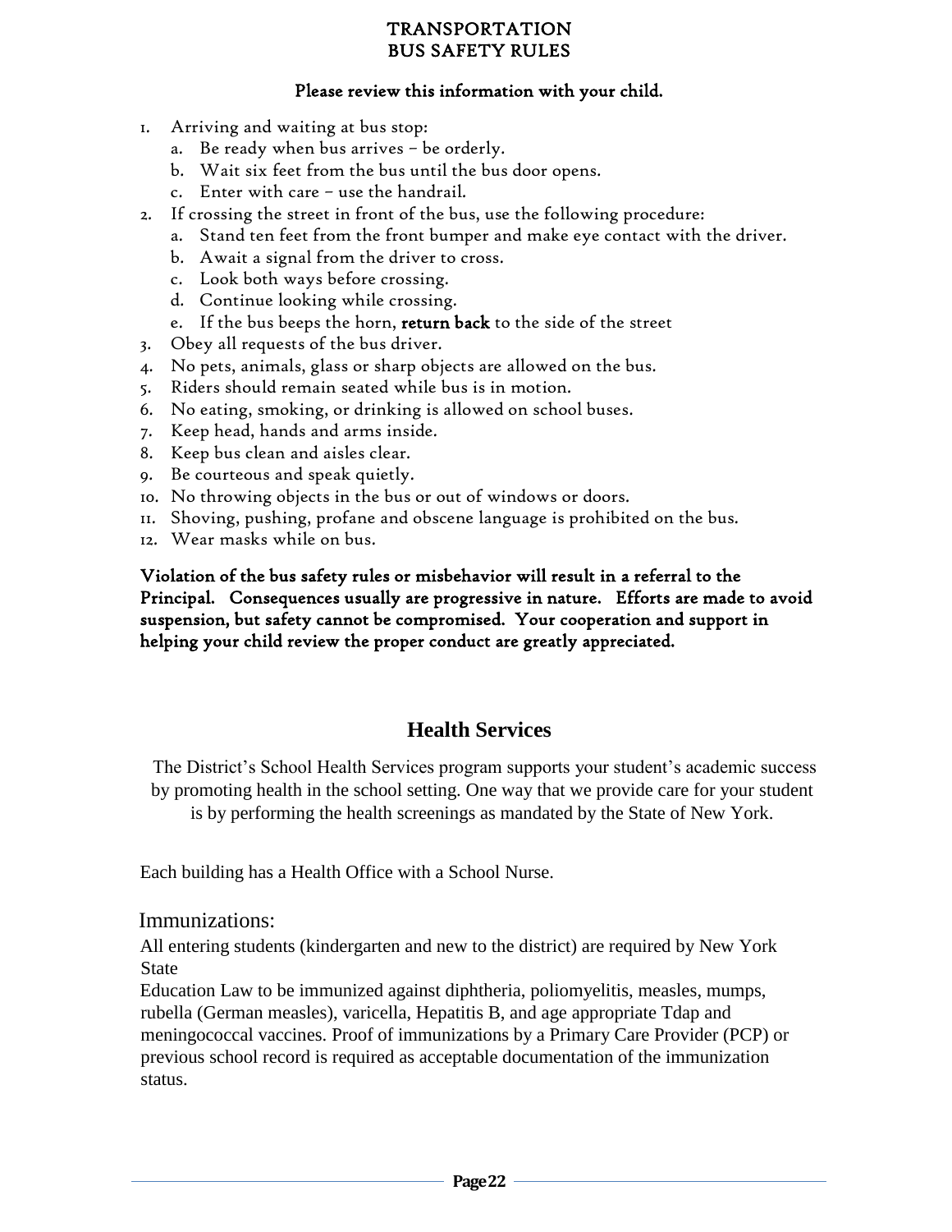# TRANSPORTATION
# BUS SAFETY RULES

**Please review this information with your child.**

1. Arriving and waiting at bus stop:
   a. Be ready when bus arrives – be orderly.
   b. Wait six feet from the bus until the bus door opens.
   c. Enter with care – use the handrail.
2. If crossing the street in front of the bus, use the following procedure:
   a. Stand ten feet from the front bumper and make eye contact with the driver.
   b. Await a signal from the driver to cross.
   c. Look both ways before crossing.
   d. Continue looking while crossing.
   e. If the bus beeps the horn, **return back** to the side of the street
3. Obey all requests of the bus driver.
4. No pets, animals, glass or sharp objects are allowed on the bus.
5. Riders should remain seated while bus is in motion.
6. No eating, smoking, or drinking is allowed on school buses.
7. Keep head, hands and arms inside.
8. Keep bus clean and aisles clear.
9. Be courteous and speak quietly.
10. No throwing objects in the bus or out of windows or doors.
11. Shoving, pushing, profane and obscene language is prohibited on the bus.
12. Wear masks while on bus.

**Violation of the bus safety rules or misbehavior will result in a referral to the Principal. Consequences usually are progressive in nature. Efforts are made to avoid suspension, but safety cannot be compromised. Your cooperation and support in helping your child review the proper conduct are greatly appreciated.**

## Health Services

The District's School Health Services program supports your student's academic success by promoting health in the school setting. One way that we provide care for your student is by performing the health screenings as mandated by the State of New York.

Each building has a Health Office with a School Nurse.

### Immunizations:

All entering students (kindergarten and new to the district) are required by New York State
Education Law to be immunized against diphtheria, poliomyelitis, measles, mumps, rubella (German measles), varicella, Hepatitis B, and age appropriate Tdap and meningococcal vaccines. Proof of immunizations by a Primary Care Provider (PCP) or previous school record is required as acceptable documentation of the immunization status.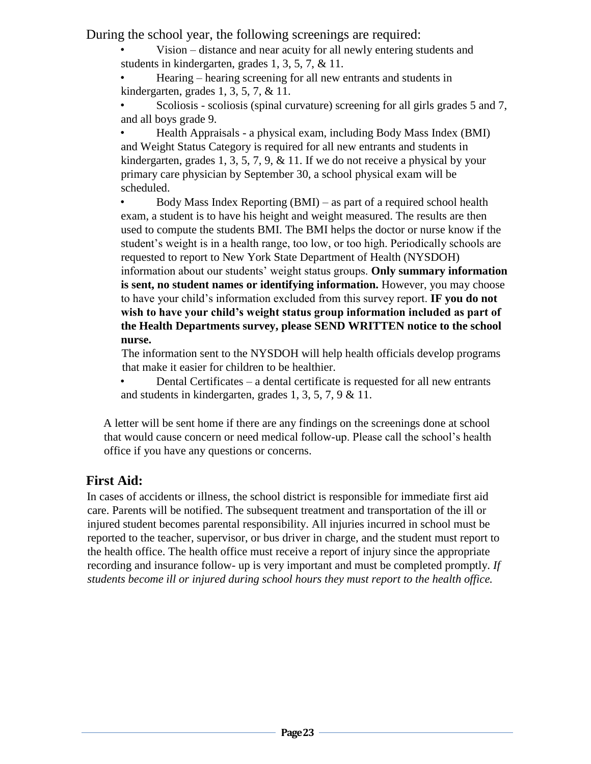During the school year, the following screenings are required:

- Vision – distance and near acuity for all newly entering students and students in kindergarten, grades 1, 3, 5, 7, & 11.
- Hearing – hearing screening for all new entrants and students in kindergarten, grades 1, 3, 5, 7, & 11.
- Scoliosis - scoliosis (spinal curvature) screening for all girls grades 5 and 7, and all boys grade 9.
- Health Appraisals - a physical exam, including Body Mass Index (BMI) and Weight Status Category is required for all new entrants and students in kindergarten, grades 1, 3, 5, 7, 9, & 11. If we do not receive a physical by your primary care physician by September 30, a school physical exam will be scheduled.
- Body Mass Index Reporting (BMI) – as part of a required school health exam, a student is to have his height and weight measured. The results are then used to compute the students BMI. The BMI helps the doctor or nurse know if the student's weight is in a health range, too low, or too high. Periodically schools are requested to report to New York State Department of Health (NYSDOH) information about our students' weight status groups. **Only summary information is sent, no student names or identifying information.** However, you may choose to have your child's information excluded from this survey report. **IF you do not wish to have your child's weight status group information included as part of the Health Departments survey, please SEND WRITTEN notice to the school nurse.**

  The information sent to the NYSDOH will help health officials develop programs that make it easier for children to be healthier.
- Dental Certificates – a dental certificate is requested for all new entrants and students in kindergarten, grades 1, 3, 5, 7, 9 & 11.

A letter will be sent home if there are any findings on the screenings done at school that would cause concern or need medical follow-up. Please call the school's health office if you have any questions or concerns.

## First Aid:

In cases of accidents or illness, the school district is responsible for immediate first aid care. Parents will be notified. The subsequent treatment and transportation of the ill or injured student becomes parental responsibility. All injuries incurred in school must be reported to the teacher, supervisor, or bus driver in charge, and the student must report to the health office. The health office must receive a report of injury since the appropriate recording and insurance follow- up is very important and must be completed promptly. *If students become ill or injured during school hours they must report to the health office.*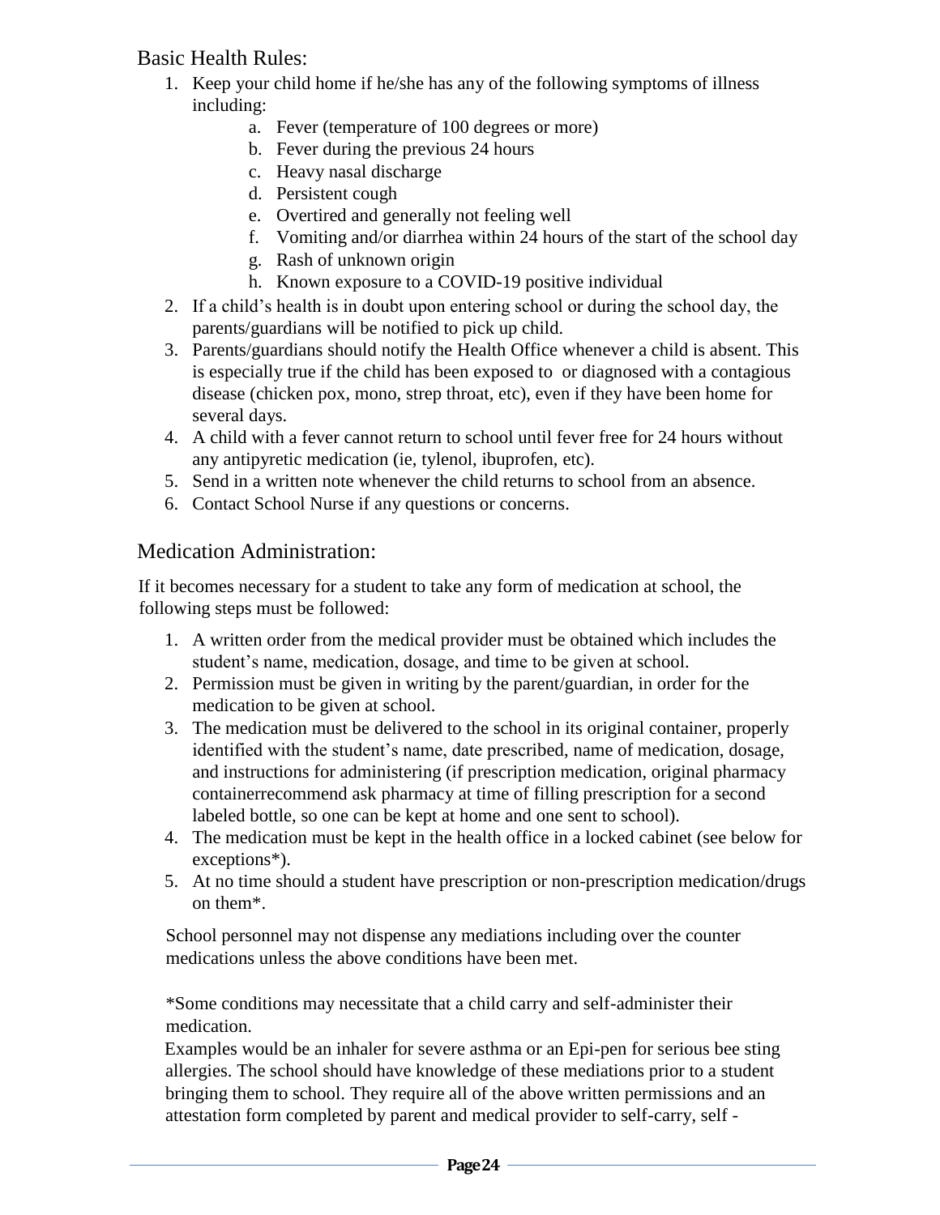## Basic Health Rules:

1. Keep your child home if he/she has any of the following symptoms of illness including:
   a. Fever (temperature of 100 degrees or more)
   b. Fever during the previous 24 hours
   c. Heavy nasal discharge
   d. Persistent cough
   e. Overtired and generally not feeling well
   f. Vomiting and/or diarrhea within 24 hours of the start of the school day
   g. Rash of unknown origin
   h. Known exposure to a COVID-19 positive individual
2. If a child's health is in doubt upon entering school or during the school day, the parents/guardians will be notified to pick up child.
3. Parents/guardians should notify the Health Office whenever a child is absent. This is especially true if the child has been exposed to or diagnosed with a contagious disease (chicken pox, mono, strep throat, etc), even if they have been home for several days.
4. A child with a fever cannot return to school until fever free for 24 hours without any antipyretic medication (ie, tylenol, ibuprofen, etc).
5. Send in a written note whenever the child returns to school from an absence.
6. Contact School Nurse if any questions or concerns.

## Medication Administration:

If it becomes necessary for a student to take any form of medication at school, the following steps must be followed:

1. A written order from the medical provider must be obtained which includes the student's name, medication, dosage, and time to be given at school.
2. Permission must be given in writing by the parent/guardian, in order for the medication to be given at school.
3. The medication must be delivered to the school in its original container, properly identified with the student's name, date prescribed, name of medication, dosage, and instructions for administering (if prescription medication, original pharmacy containerrecommend ask pharmacy at time of filling prescription for a second labeled bottle, so one can be kept at home and one sent to school).
4. The medication must be kept in the health office in a locked cabinet (see below for exceptions*).
5. At no time should a student have prescription or non-prescription medication/drugs on them*.

School personnel may not dispense any mediations including over the counter medications unless the above conditions have been met.

*Some conditions may necessitate that a child carry and self-administer their medication.
Examples would be an inhaler for severe asthma or an Epi-pen for serious bee sting allergies. The school should have knowledge of these mediations prior to a student bringing them to school. They require all of the above written permissions and an attestation form completed by parent and medical provider to self-carry, self -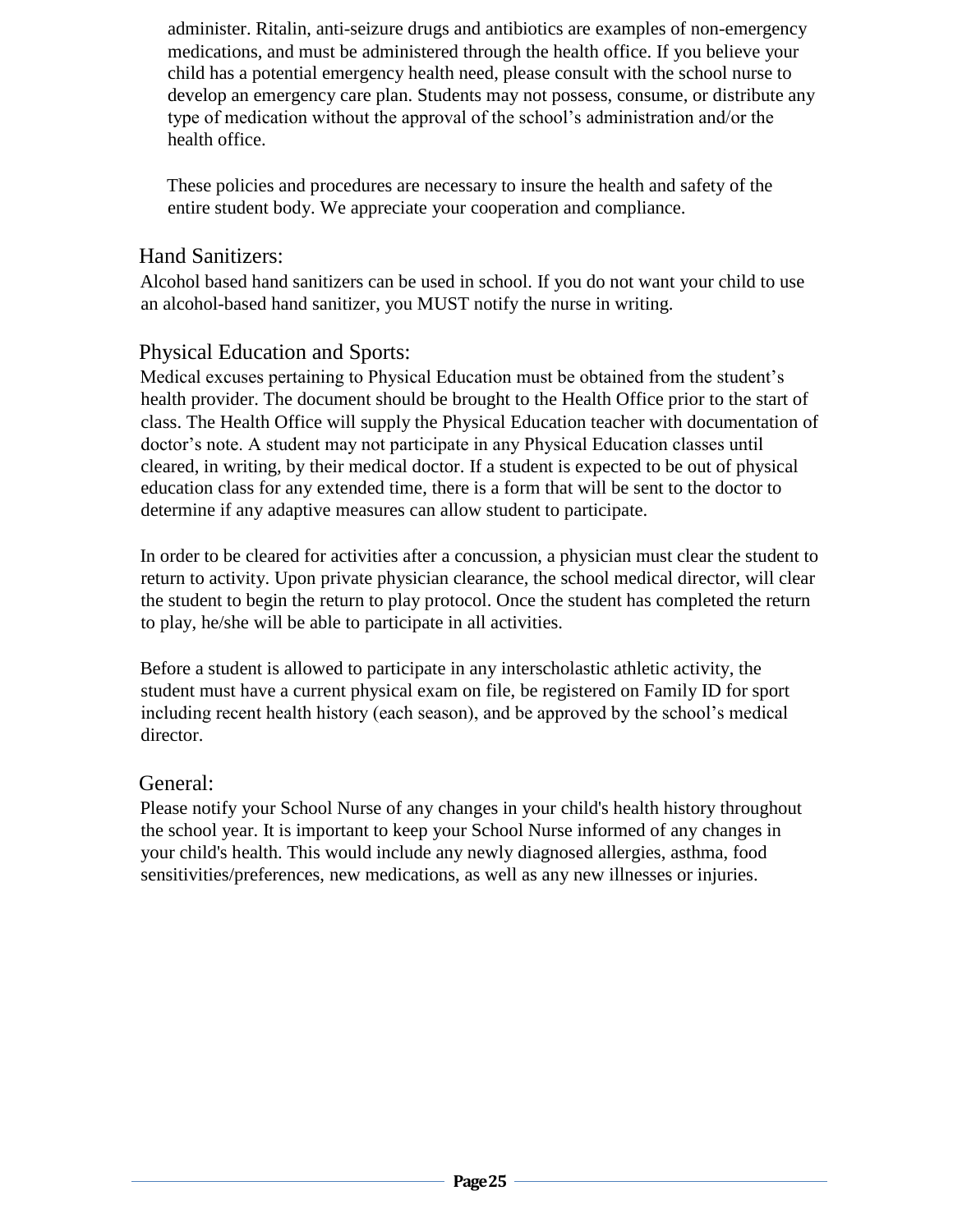administer. Ritalin, anti-seizure drugs and antibiotics are examples of non-emergency medications, and must be administered through the health office. If you believe your child has a potential emergency health need, please consult with the school nurse to develop an emergency care plan. Students may not possess, consume, or distribute any type of medication without the approval of the school's administration and/or the health office.

These policies and procedures are necessary to insure the health and safety of the entire student body. We appreciate your cooperation and compliance.

### Hand Sanitizers:

Alcohol based hand sanitizers can be used in school. If you do not want your child to use an alcohol-based hand sanitizer, you MUST notify the nurse in writing.

### Physical Education and Sports:

Medical excuses pertaining to Physical Education must be obtained from the student's health provider. The document should be brought to the Health Office prior to the start of class. The Health Office will supply the Physical Education teacher with documentation of doctor's note. A student may not participate in any Physical Education classes until cleared, in writing, by their medical doctor. If a student is expected to be out of physical education class for any extended time, there is a form that will be sent to the doctor to determine if any adaptive measures can allow student to participate.

In order to be cleared for activities after a concussion, a physician must clear the student to return to activity. Upon private physician clearance, the school medical director, will clear the student to begin the return to play protocol. Once the student has completed the return to play, he/she will be able to participate in all activities.

Before a student is allowed to participate in any interscholastic athletic activity, the student must have a current physical exam on file, be registered on Family ID for sport including recent health history (each season), and be approved by the school's medical director.

### General:

Please notify your School Nurse of any changes in your child's health history throughout the school year. It is important to keep your School Nurse informed of any changes in your child's health. This would include any newly diagnosed allergies, asthma, food sensitivities/preferences, new medications, as well as any new illnesses or injuries.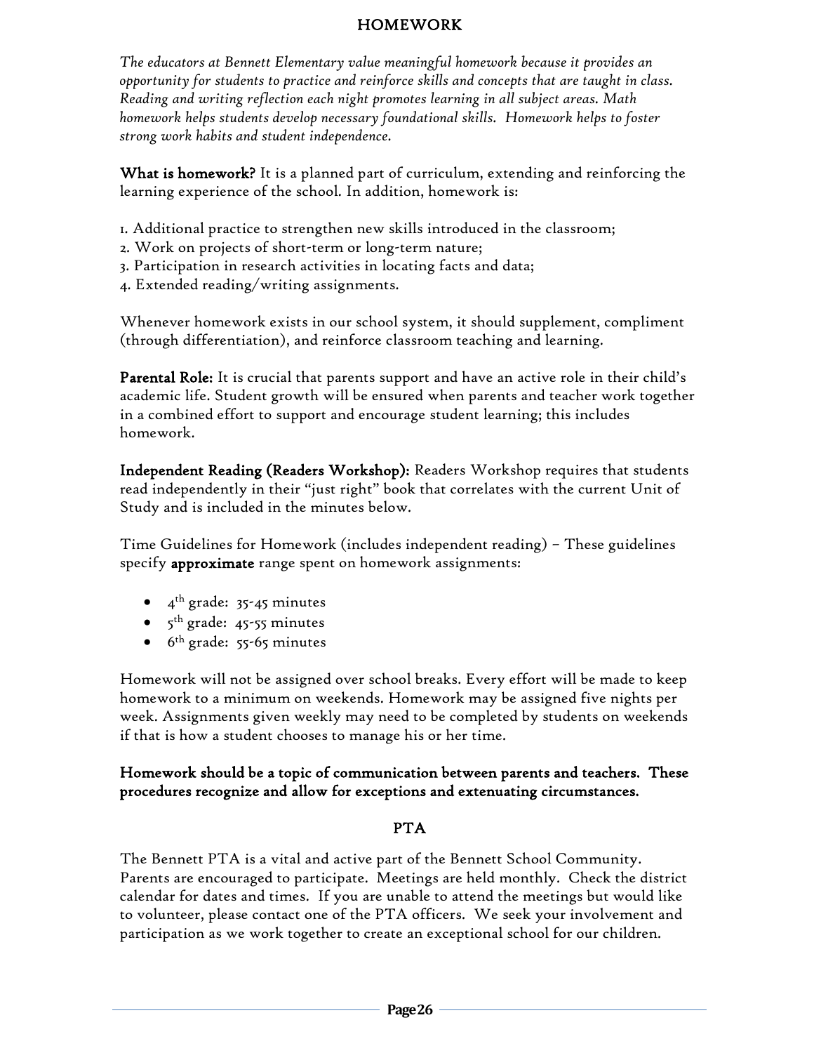## HOMEWORK

*The educators at Bennett Elementary value meaningful homework because it provides an opportunity for students to practice and reinforce skills and concepts that are taught in class. Reading and writing reflection each night promotes learning in all subject areas. Math homework helps students develop necessary foundational skills. Homework helps to foster strong work habits and student independence.*

**What is homework?** It is a planned part of curriculum, extending and reinforcing the learning experience of the school. In addition, homework is:

1. Additional practice to strengthen new skills introduced in the classroom;
2. Work on projects of short-term or long-term nature;
3. Participation in research activities in locating facts and data;
4. Extended reading/writing assignments.

Whenever homework exists in our school system, it should supplement, compliment (through differentiation), and reinforce classroom teaching and learning.

**Parental Role:** It is crucial that parents support and have an active role in their child's academic life. Student growth will be ensured when parents and teacher work together in a combined effort to support and encourage student learning; this includes homework.

**Independent Reading (Readers Workshop):** Readers Workshop requires that students read independently in their "just right" book that correlates with the current Unit of Study and is included in the minutes below.

Time Guidelines for Homework (includes independent reading) – These guidelines specify **approximate** range spent on homework assignments:

- 4th grade: 35-45 minutes
- 5th grade: 45-55 minutes
- 6th grade: 55-65 minutes

Homework will not be assigned over school breaks. Every effort will be made to keep homework to a minimum on weekends. Homework may be assigned five nights per week. Assignments given weekly may need to be completed by students on weekends if that is how a student chooses to manage his or her time.

**Homework should be a topic of communication between parents and teachers. These procedures recognize and allow for exceptions and extenuating circumstances.**

## PTA

The Bennett PTA is a vital and active part of the Bennett School Community. Parents are encouraged to participate. Meetings are held monthly. Check the district calendar for dates and times. If you are unable to attend the meetings but would like to volunteer, please contact one of the PTA officers. We seek your involvement and participation as we work together to create an exceptional school for our children.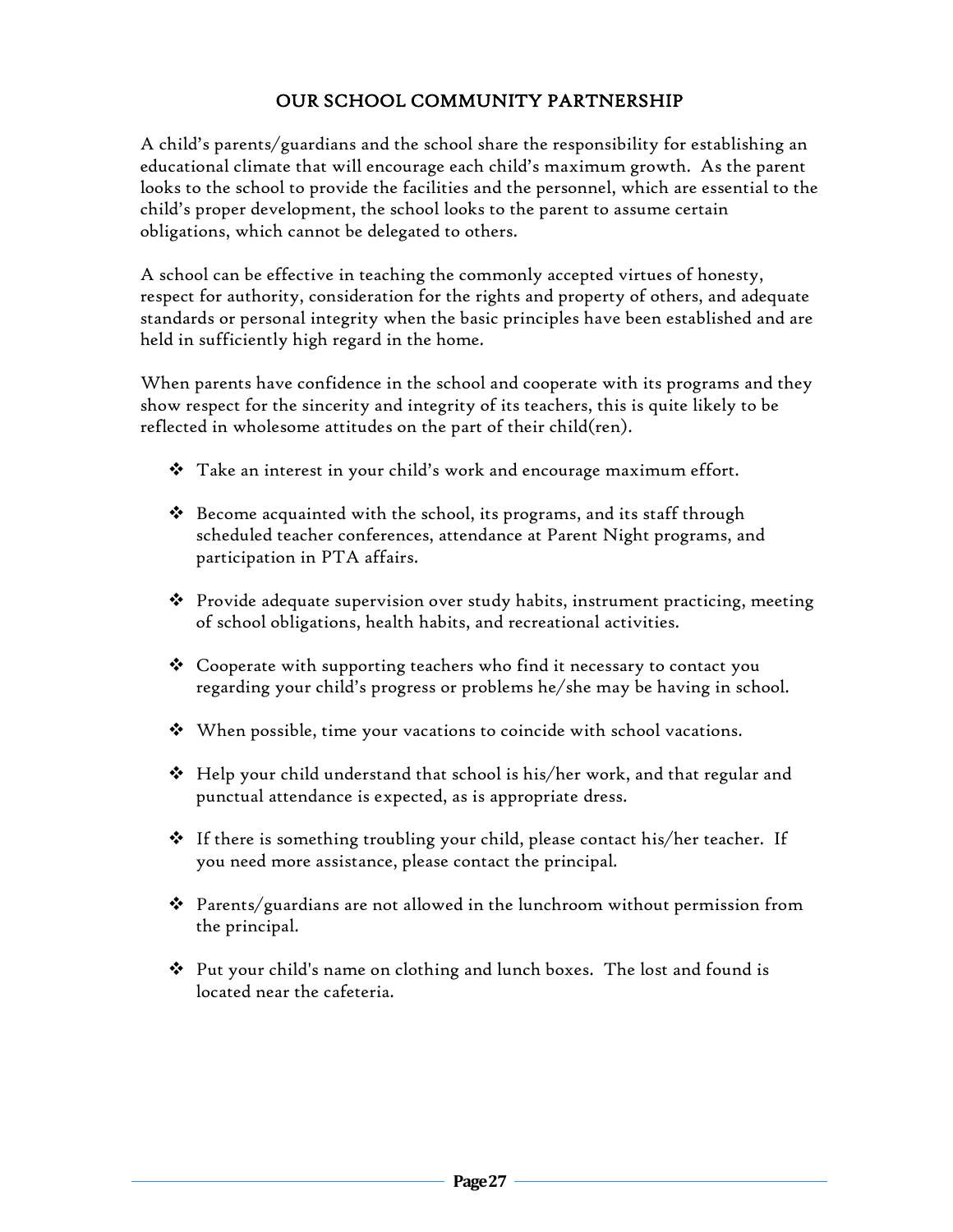## OUR SCHOOL COMMUNITY PARTNERSHIP

A child's parents/guardians and the school share the responsibility for establishing an educational climate that will encourage each child's maximum growth. As the parent looks to the school to provide the facilities and the personnel, which are essential to the child's proper development, the school looks to the parent to assume certain obligations, which cannot be delegated to others.

A school can be effective in teaching the commonly accepted virtues of honesty, respect for authority, consideration for the rights and property of others, and adequate standards or personal integrity when the basic principles have been established and are held in sufficiently high regard in the home.

When parents have confidence in the school and cooperate with its programs and they show respect for the sincerity and integrity of its teachers, this is quite likely to be reflected in wholesome attitudes on the part of their child(ren).

- Take an interest in your child's work and encourage maximum effort.
- Become acquainted with the school, its programs, and its staff through scheduled teacher conferences, attendance at Parent Night programs, and participation in PTA affairs.
- Provide adequate supervision over study habits, instrument practicing, meeting of school obligations, health habits, and recreational activities.
- Cooperate with supporting teachers who find it necessary to contact you regarding your child's progress or problems he/she may be having in school.
- When possible, time your vacations to coincide with school vacations.
- Help your child understand that school is his/her work, and that regular and punctual attendance is expected, as is appropriate dress.
- If there is something troubling your child, please contact his/her teacher. If you need more assistance, please contact the principal.
- Parents/guardians are not allowed in the lunchroom without permission from the principal.
- Put your child's name on clothing and lunch boxes. The lost and found is located near the cafeteria.